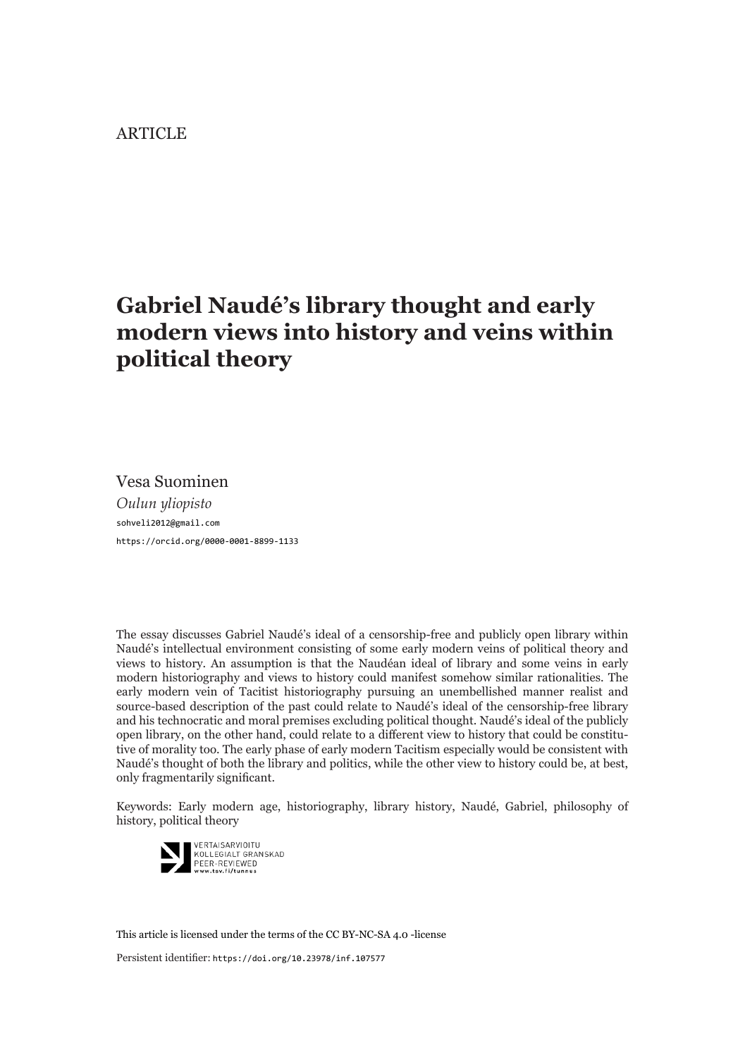ARTICLE

# Gabriel Naudé's library thought and early modern views into history and veins within political theory

Vesa Suominen

*Oulun yliopisto*

sohveli2012@gmail.com

https://orcid.org/0000-0001-8899-1133

The essay discusses Gabriel Naudé's ideal of a censorship-free and publicly open library within Naudé's intellectual environment consisting of some early modern veins of political theory and views to history. An assumption is that the Naudéan ideal of library and some veins in early modern historiography and views to history could manifest somehow similar rationalities. The early modern vein of Tacitist historiography pursuing an unembellished manner realist and source-based description of the past could relate to Naudé's ideal of the censorship-free library and his technocratic and moral premises excluding political thought. Naudé's ideal of the publicly open library, on the other hand, could relate to a different view to history that could be constitutive of morality too. The early phase of early modern Tacitism especially would be consistent with Naudé's thought of both the library and politics, while the other view to history could be, at best, only fragmentarily significant.

Keywords: Early modern age, historiography, library history, Naudé, Gabriel, philosophy of history, political theory

VERTAISARVIOITU
KOLLEGIALT GRANSKAD
PEER-REVIEWED
www.tsv.fi/tunnus

This article is licensed under the terms of the CC BY-NC-SA 4.0 -license

Persistent identifier: https://doi.org/10.23978/inf.107577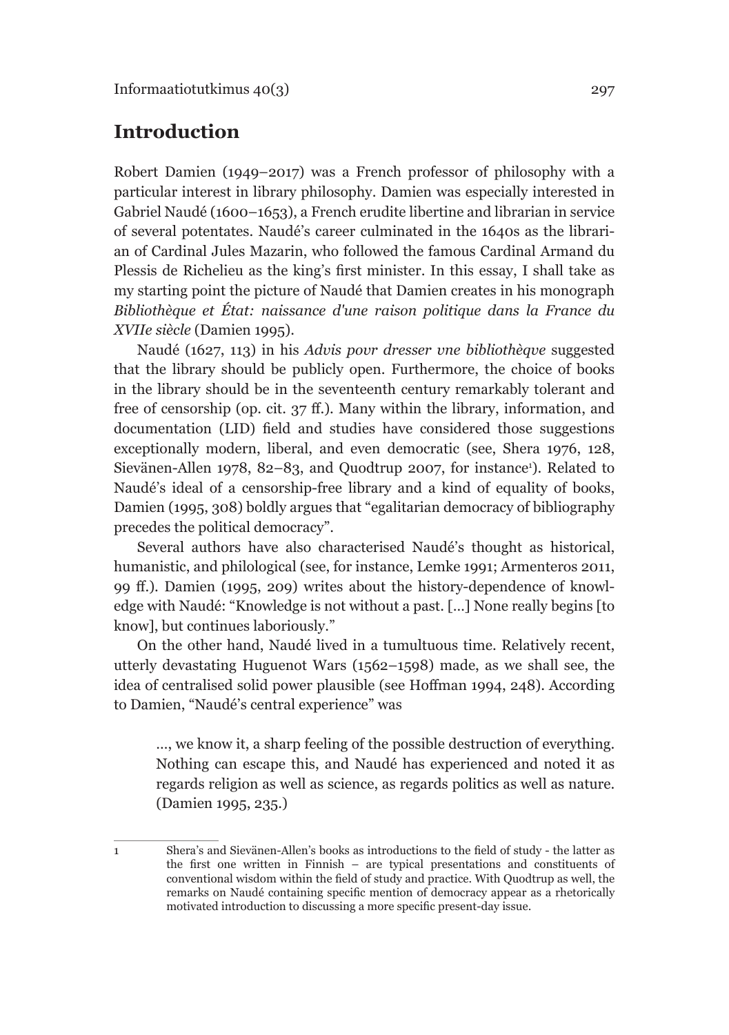## Introduction

Robert Damien (1949–2017) was a French professor of philosophy with a particular interest in library philosophy. Damien was especially interested in Gabriel Naudé (1600–1653), a French erudite libertine and librarian in service of several potentates. Naudé's career culminated in the 1640s as the librarian of Cardinal Jules Mazarin, who followed the famous Cardinal Armand du Plessis de Richelieu as the king's first minister. In this essay, I shall take as my starting point the picture of Naudé that Damien creates in his monograph *Bibliothèque et État: naissance d'une raison politique dans la France du XVIIe siècle* (Damien 1995).

Naudé (1627, 113) in his *Advis povr dresser vne bibliothèqve* suggested that the library should be publicly open. Furthermore, the choice of books in the library should be in the seventeenth century remarkably tolerant and free of censorship (op. cit. 37 ff.). Many within the library, information, and documentation (LID) field and studies have considered those suggestions exceptionally modern, liberal, and even democratic (see, Shera 1976, 128, Sievänen-Allen 1978, 82–83, and Quodtrup 2007, for instance[1]). Related to Naudé's ideal of a censorship-free library and a kind of equality of books, Damien (1995, 308) boldly argues that "egalitarian democracy of bibliography precedes the political democracy".

Several authors have also characterised Naudé's thought as historical, humanistic, and philological (see, for instance, Lemke 1991; Armenteros 2011, 99 ff.). Damien (1995, 209) writes about the history-dependence of knowledge with Naudé: "Knowledge is not without a past. [...] None really begins [to know], but continues laboriously."

On the other hand, Naudé lived in a tumultuous time. Relatively recent, utterly devastating Huguenot Wars (1562–1598) made, as we shall see, the idea of centralised solid power plausible (see Hoffman 1994, 248). According to Damien, "Naudé's central experience" was

> ..., we know it, a sharp feeling of the possible destruction of everything. Nothing can escape this, and Naudé has experienced and noted it as regards religion as well as science, as regards politics as well as nature. (Damien 1995, 235.)

[1] Shera's and Sievänen-Allen's books as introductions to the field of study - the latter as the first one written in Finnish – are typical presentations and constituents of conventional wisdom within the field of study and practice. With Quodtrup as well, the remarks on Naudé containing specific mention of democracy appear as a rhetorically motivated introduction to discussing a more specific present-day issue.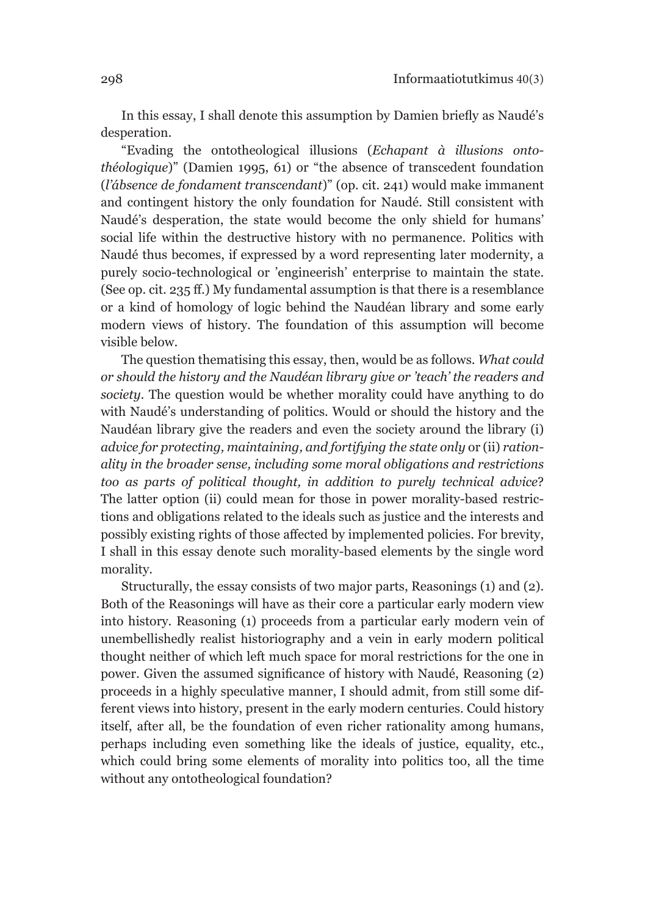In this essay, I shall denote this assumption by Damien briefly as Naudé's desperation.

"Evading the ontotheological illusions (*Echapant à illusions onto-théologique*)" (Damien 1995, 61) or "the absence of transcedent foundation (*l'ábsence de fondament transcendant*)" (op. cit. 241) would make immanent and contingent history the only foundation for Naudé. Still consistent with Naudé's desperation, the state would become the only shield for humans' social life within the destructive history with no permanence. Politics with Naudé thus becomes, if expressed by a word representing later modernity, a purely socio-technological or 'engineerish' enterprise to maintain the state. (See op. cit. 235 ff.) My fundamental assumption is that there is a resemblance or a kind of homology of logic behind the Naudéan library and some early modern views of history. The foundation of this assumption will become visible below.

The question thematising this essay, then, would be as follows. *What could or should the history and the Naudéan library give or 'teach' the readers and society*. The question would be whether morality could have anything to do with Naudé's understanding of politics. Would or should the history and the Naudéan library give the readers and even the society around the library (i) *advice for protecting, maintaining, and fortifying the state only* or (ii) *rationality in the broader sense, including some moral obligations and restrictions too as parts of political thought, in addition to purely technical advice*? The latter option (ii) could mean for those in power morality-based restrictions and obligations related to the ideals such as justice and the interests and possibly existing rights of those affected by implemented policies. For brevity, I shall in this essay denote such morality-based elements by the single word morality.

Structurally, the essay consists of two major parts, Reasonings (1) and (2). Both of the Reasonings will have as their core a particular early modern view into history. Reasoning (1) proceeds from a particular early modern vein of unembellishedly realist historiography and a vein in early modern political thought neither of which left much space for moral restrictions for the one in power. Given the assumed significance of history with Naudé, Reasoning (2) proceeds in a highly speculative manner, I should admit, from still some different views into history, present in the early modern centuries. Could history itself, after all, be the foundation of even richer rationality among humans, perhaps including even something like the ideals of justice, equality, etc., which could bring some elements of morality into politics too, all the time without any ontotheological foundation?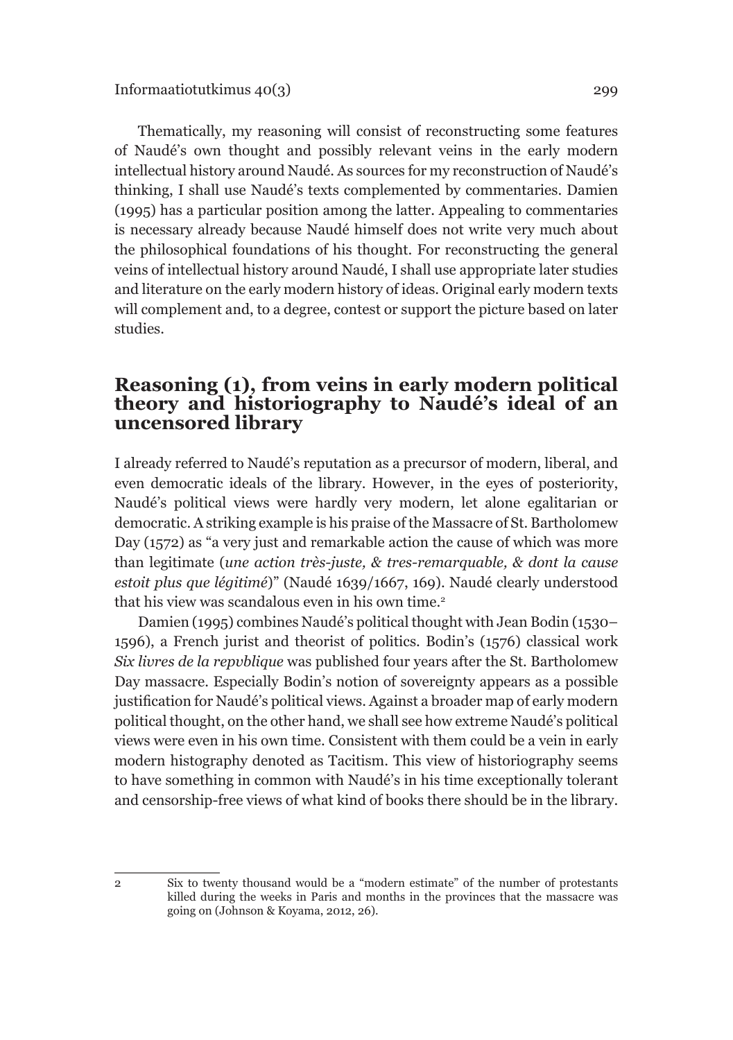Thematically, my reasoning will consist of reconstructing some features of Naudé's own thought and possibly relevant veins in the early modern intellectual history around Naudé. As sources for my reconstruction of Naudé's thinking, I shall use Naudé's texts complemented by commentaries. Damien (1995) has a particular position among the latter. Appealing to commentaries is necessary already because Naudé himself does not write very much about the philosophical foundations of his thought. For reconstructing the general veins of intellectual history around Naudé, I shall use appropriate later studies and literature on the early modern history of ideas. Original early modern texts will complement and, to a degree, contest or support the picture based on later studies.

## Reasoning (1), from veins in early modern political theory and historiography to Naudé's ideal of an uncensored library

I already referred to Naudé's reputation as a precursor of modern, liberal, and even democratic ideals of the library. However, in the eyes of posteriority, Naudé's political views were hardly very modern, let alone egalitarian or democratic. A striking example is his praise of the Massacre of St. Bartholomew Day (1572) as "a very just and remarkable action the cause of which was more than legitimate (*une action très-juste, & tres-remarquable, & dont la cause estoit plus que légitimé*)" (Naudé 1639/1667, 169). Naudé clearly understood that his view was scandalous even in his own time.[2]

Damien (1995) combines Naudé's political thought with Jean Bodin (1530–1596), a French jurist and theorist of politics. Bodin's (1576) classical work *Six livres de la repvblique* was published four years after the St. Bartholomew Day massacre. Especially Bodin's notion of sovereignty appears as a possible justification for Naudé's political views. Against a broader map of early modern political thought, on the other hand, we shall see how extreme Naudé's political views were even in his own time. Consistent with them could be a vein in early modern histography denoted as Tacitism. This view of historiography seems to have something in common with Naudé's in his time exceptionally tolerant and censorship-free views of what kind of books there should be in the library.

---

2 Six to twenty thousand would be a "modern estimate" of the number of protestants killed during the weeks in Paris and months in the provinces that the massacre was going on (Johnson & Koyama, 2012, 26).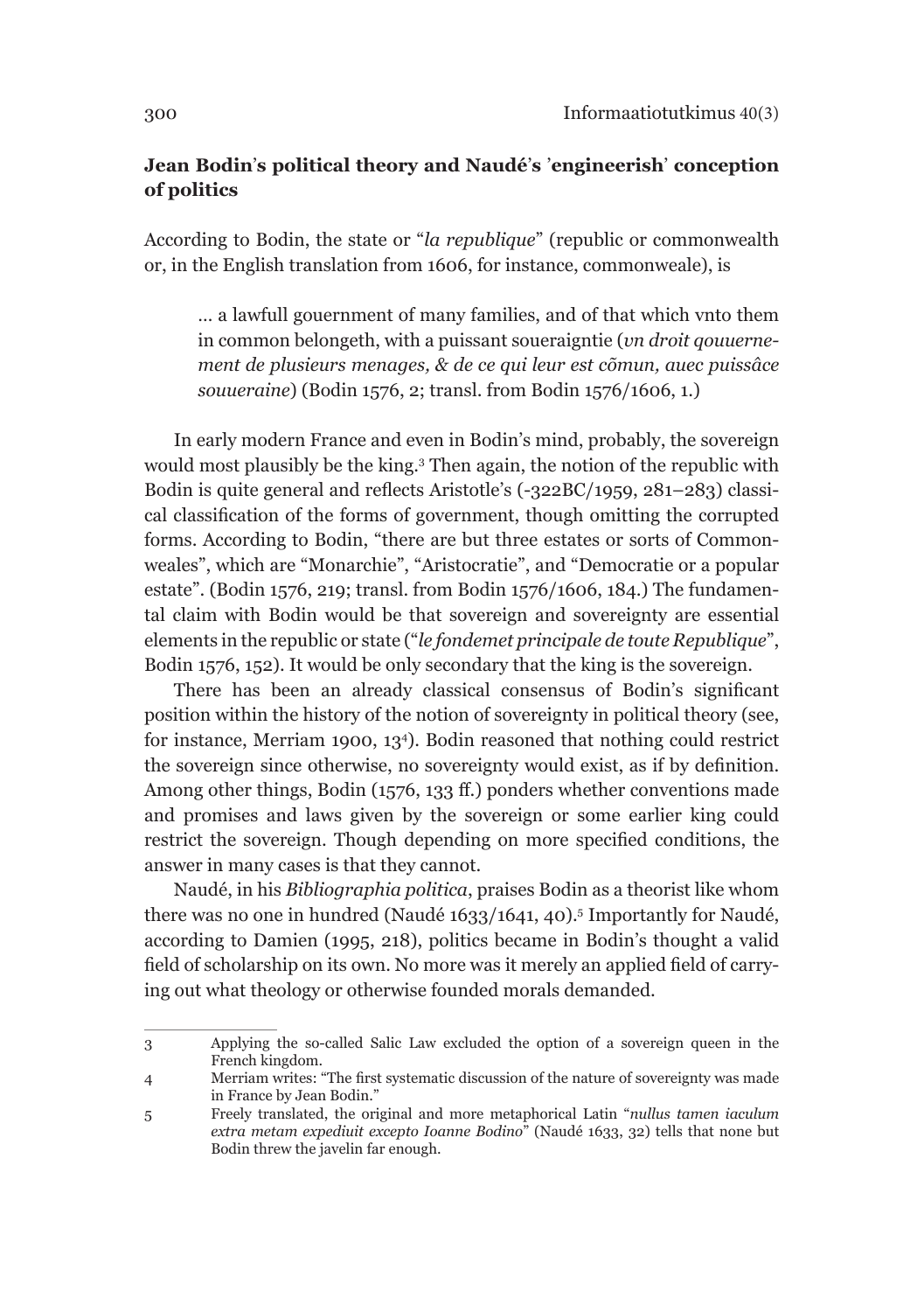### Jean Bodin's political theory and Naudé's 'engineerish' conception of politics

According to Bodin, the state or "*la republique*" (republic or commonwealth or, in the English translation from 1606, for instance, commonweale), is

> … a lawfull gouernment of many families, and of that which vnto them in common belongeth, with a puissant soueraigntie (*vn droit qouuernement de plusieurs menages, & de ce qui leur est cõmun, auec puissâce souueraine*) (Bodin 1576, 2; transl. from Bodin 1576/1606, 1.)

In early modern France and even in Bodin's mind, probably, the sovereign would most plausibly be the king.[3] Then again, the notion of the republic with Bodin is quite general and reflects Aristotle's (-322BC/1959, 281–283) classical classification of the forms of government, though omitting the corrupted forms. According to Bodin, "there are but three estates or sorts of Commonweales", which are "Monarchie", "Aristocratie", and "Democratie or a popular estate". (Bodin 1576, 219; transl. from Bodin 1576/1606, 184.) The fundamental claim with Bodin would be that sovereign and sovereignty are essential elements in the republic or state ("*le fondemet principale de toute Republique*", Bodin 1576, 152). It would be only secondary that the king is the sovereign.

There has been an already classical consensus of Bodin's significant position within the history of the notion of sovereignty in political theory (see, for instance, Merriam 1900, 13[4]). Bodin reasoned that nothing could restrict the sovereign since otherwise, no sovereignty would exist, as if by definition. Among other things, Bodin (1576, 133 ff.) ponders whether conventions made and promises and laws given by the sovereign or some earlier king could restrict the sovereign. Though depending on more specified conditions, the answer in many cases is that they cannot.

Naudé, in his *Bibliographia politica*, praises Bodin as a theorist like whom there was no one in hundred (Naudé 1633/1641, 40).[5] Importantly for Naudé, according to Damien (1995, 218), politics became in Bodin's thought a valid field of scholarship on its own. No more was it merely an applied field of carrying out what theology or otherwise founded morals demanded.

---

3 Applying the so-called Salic Law excluded the option of a sovereign queen in the French kingdom.

4 Merriam writes: "The first systematic discussion of the nature of sovereignty was made in France by Jean Bodin."

5 Freely translated, the original and more metaphorical Latin "*nullus tamen iaculum extra metam expediuit excepto Ioanne Bodino*" (Naudé 1633, 32) tells that none but Bodin threw the javelin far enough.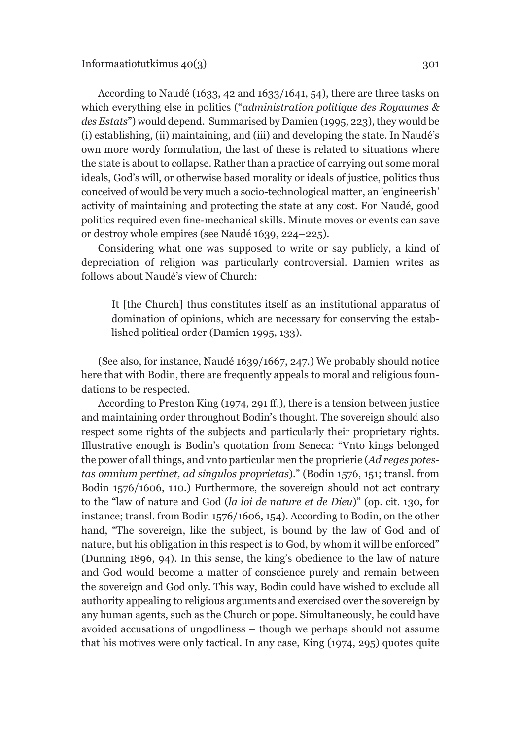According to Naudé (1633, 42 and 1633/1641, 54), there are three tasks on which everything else in politics ("*administration politique des Royaumes & des Estats*") would depend. Summarised by Damien (1995, 223), they would be (i) establishing, (ii) maintaining, and (iii) and developing the state. In Naudé's own more wordy formulation, the last of these is related to situations where the state is about to collapse. Rather than a practice of carrying out some moral ideals, God's will, or otherwise based morality or ideals of justice, politics thus conceived of would be very much a socio-technological matter, an 'engineerish' activity of maintaining and protecting the state at any cost. For Naudé, good politics required even fine-mechanical skills. Minute moves or events can save or destroy whole empires (see Naudé 1639, 224–225).

Considering what one was supposed to write or say publicly, a kind of depreciation of religion was particularly controversial. Damien writes as follows about Naudé's view of Church:

> It [the Church] thus constitutes itself as an institutional apparatus of domination of opinions, which are necessary for conserving the established political order (Damien 1995, 133).

(See also, for instance, Naudé 1639/1667, 247.) We probably should notice here that with Bodin, there are frequently appeals to moral and religious foundations to be respected.

According to Preston King (1974, 291 ff.), there is a tension between justice and maintaining order throughout Bodin's thought. The sovereign should also respect some rights of the subjects and particularly their proprietary rights. Illustrative enough is Bodin's quotation from Seneca: "Vnto kings belonged the power of all things, and vnto particular men the proprierie (*Ad reges potestas omnium pertinet, ad singulos proprietas*)." (Bodin 1576, 151; transl. from Bodin 1576/1606, 110.) Furthermore, the sovereign should not act contrary to the "law of nature and God (*la loi de nature et de Dieu*)" (op. cit. 130, for instance; transl. from Bodin 1576/1606, 154). According to Bodin, on the other hand, "The sovereign, like the subject, is bound by the law of God and of nature, but his obligation in this respect is to God, by whom it will be enforced" (Dunning 1896, 94). In this sense, the king's obedience to the law of nature and God would become a matter of conscience purely and remain between the sovereign and God only. This way, Bodin could have wished to exclude all authority appealing to religious arguments and exercised over the sovereign by any human agents, such as the Church or pope. Simultaneously, he could have avoided accusations of ungodliness – though we perhaps should not assume that his motives were only tactical. In any case, King (1974, 295) quotes quite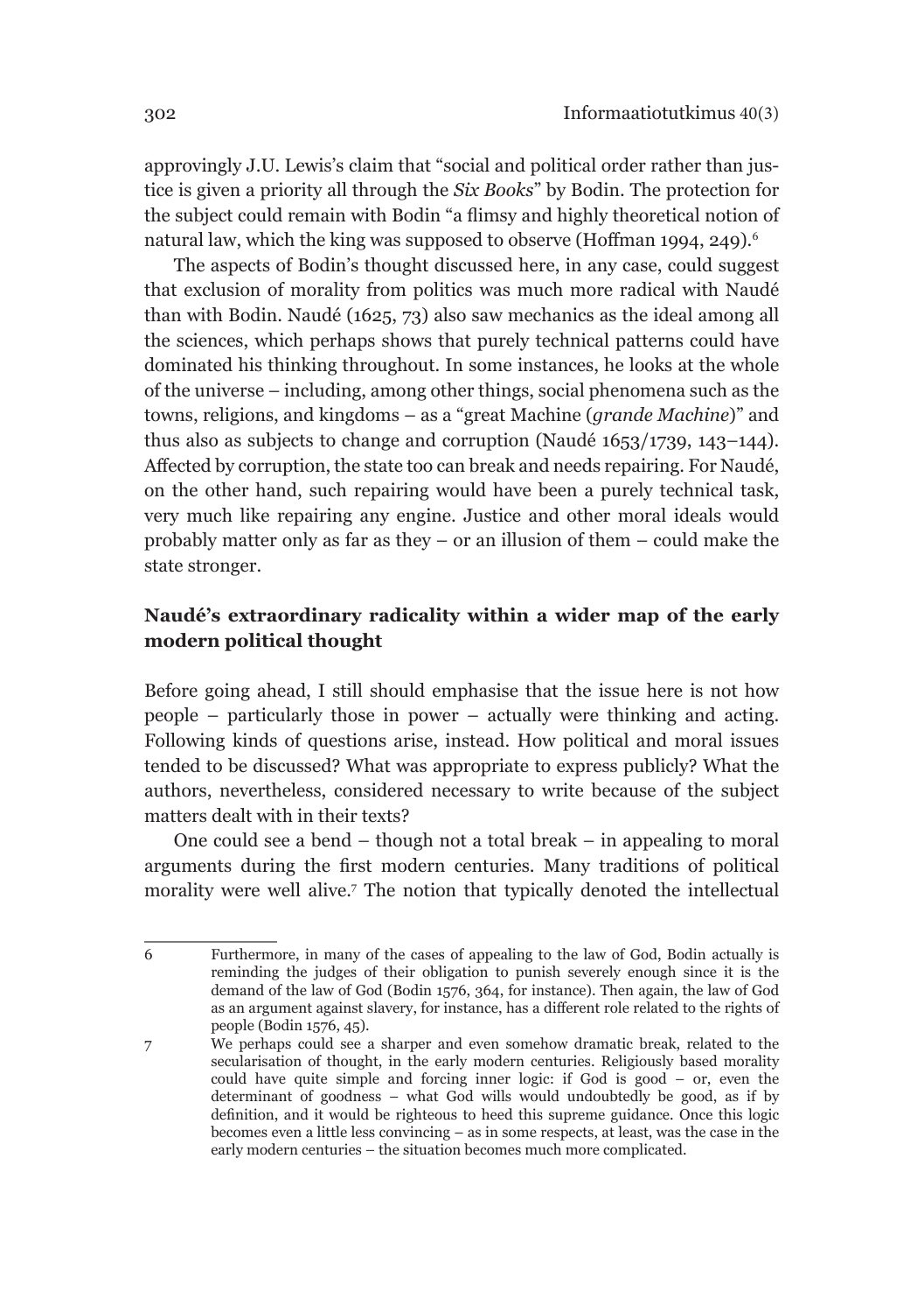approvingly J.U. Lewis's claim that "social and political order rather than justice is given a priority all through the *Six Books*" by Bodin. The protection for the subject could remain with Bodin "a flimsy and highly theoretical notion of natural law, which the king was supposed to observe (Hoffman 1994, 249).[6]

The aspects of Bodin's thought discussed here, in any case, could suggest that exclusion of morality from politics was much more radical with Naudé than with Bodin. Naudé (1625, 73) also saw mechanics as the ideal among all the sciences, which perhaps shows that purely technical patterns could have dominated his thinking throughout. In some instances, he looks at the whole of the universe – including, among other things, social phenomena such as the towns, religions, and kingdoms – as a "great Machine (*grande Machine*)" and thus also as subjects to change and corruption (Naudé 1653/1739, 143–144). Affected by corruption, the state too can break and needs repairing. For Naudé, on the other hand, such repairing would have been a purely technical task, very much like repairing any engine. Justice and other moral ideals would probably matter only as far as they – or an illusion of them – could make the state stronger.

## Naudé's extraordinary radicality within a wider map of the early modern political thought

Before going ahead, I still should emphasise that the issue here is not how people – particularly those in power – actually were thinking and acting. Following kinds of questions arise, instead. How political and moral issues tended to be discussed? What was appropriate to express publicly? What the authors, nevertheless, considered necessary to write because of the subject matters dealt with in their texts?

One could see a bend – though not a total break – in appealing to moral arguments during the first modern centuries. Many traditions of political morality were well alive.[7] The notion that typically denoted the intellectual

---

6 Furthermore, in many of the cases of appealing to the law of God, Bodin actually is reminding the judges of their obligation to punish severely enough since it is the demand of the law of God (Bodin 1576, 364, for instance). Then again, the law of God as an argument against slavery, for instance, has a different role related to the rights of people (Bodin 1576, 45).

7 We perhaps could see a sharper and even somehow dramatic break, related to the secularisation of thought, in the early modern centuries. Religiously based morality could have quite simple and forcing inner logic: if God is good – or, even the determinant of goodness – what God wills would undoubtedly be good, as if by definition, and it would be righteous to heed this supreme guidance. Once this logic becomes even a little less convincing – as in some respects, at least, was the case in the early modern centuries – the situation becomes much more complicated.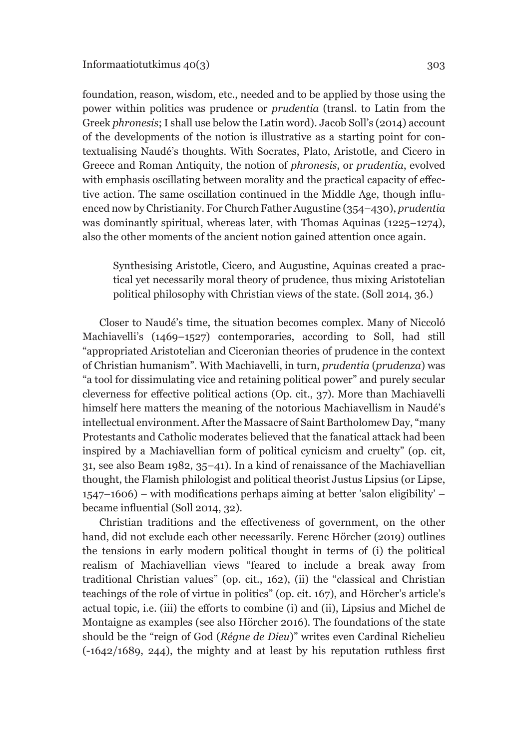foundation, reason, wisdom, etc., needed and to be applied by those using the power within politics was prudence or *prudentia* (transl. to Latin from the Greek *phronesis*; I shall use below the Latin word). Jacob Soll's (2014) account of the developments of the notion is illustrative as a starting point for contextualising Naudé's thoughts. With Socrates, Plato, Aristotle, and Cicero in Greece and Roman Antiquity, the notion of *phronesis*, or *prudentia*, evolved with emphasis oscillating between morality and the practical capacity of effective action. The same oscillation continued in the Middle Age, though influenced now by Christianity. For Church Father Augustine (354–430), *prudentia* was dominantly spiritual, whereas later, with Thomas Aquinas (1225–1274), also the other moments of the ancient notion gained attention once again.

> Synthesising Aristotle, Cicero, and Augustine, Aquinas created a practical yet necessarily moral theory of prudence, thus mixing Aristotelian political philosophy with Christian views of the state. (Soll 2014, 36.)

Closer to Naudé's time, the situation becomes complex. Many of Niccoló Machiavelli's (1469–1527) contemporaries, according to Soll, had still "appropriated Aristotelian and Ciceronian theories of prudence in the context of Christian humanism". With Machiavelli, in turn, *prudentia* (*prudenza*) was "a tool for dissimulating vice and retaining political power" and purely secular cleverness for effective political actions (Op. cit., 37). More than Machiavelli himself here matters the meaning of the notorious Machiavellism in Naudé's intellectual environment. After the Massacre of Saint Bartholomew Day, "many Protestants and Catholic moderates believed that the fanatical attack had been inspired by a Machiavellian form of political cynicism and cruelty" (op. cit, 31, see also Beam 1982, 35–41). In a kind of renaissance of the Machiavellian thought, the Flamish philologist and political theorist Justus Lipsius (or Lipse, 1547–1606) – with modifications perhaps aiming at better 'salon eligibility' – became influential (Soll 2014, 32).

Christian traditions and the effectiveness of government, on the other hand, did not exclude each other necessarily. Ferenc Hörcher (2019) outlines the tensions in early modern political thought in terms of (i) the political realism of Machiavellian views "feared to include a break away from traditional Christian values" (op. cit., 162), (ii) the "classical and Christian teachings of the role of virtue in politics" (op. cit. 167), and Hörcher's article's actual topic, i.e. (iii) the efforts to combine (i) and (ii), Lipsius and Michel de Montaigne as examples (see also Hörcher 2016). The foundations of the state should be the "reign of God (*Régne de Dieu*)" writes even Cardinal Richelieu (-1642/1689, 244), the mighty and at least by his reputation ruthless first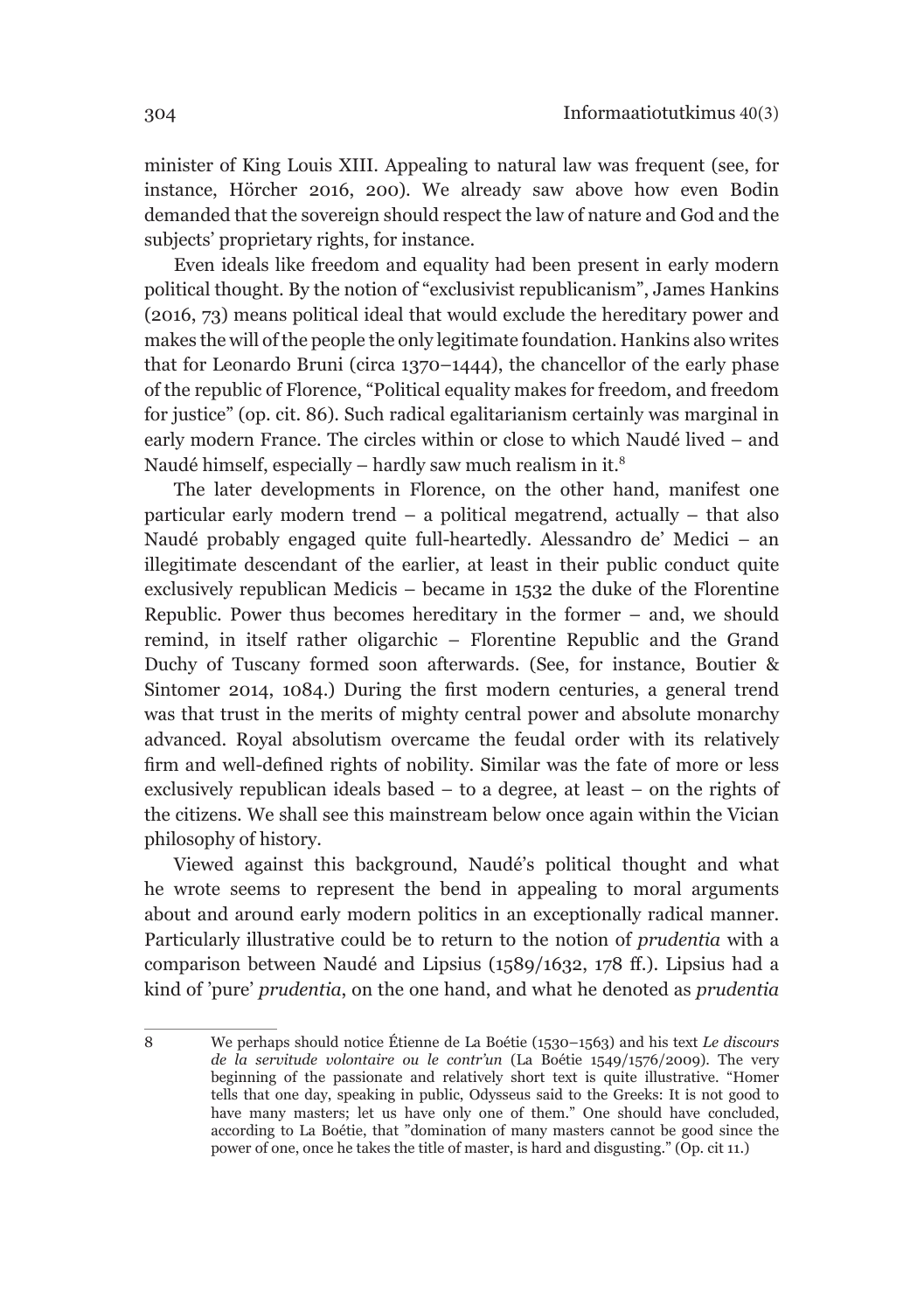minister of King Louis XIII. Appealing to natural law was frequent (see, for instance, Hörcher 2016, 200). We already saw above how even Bodin demanded that the sovereign should respect the law of nature and God and the subjects' proprietary rights, for instance.

Even ideals like freedom and equality had been present in early modern political thought. By the notion of "exclusivist republicanism", James Hankins (2016, 73) means political ideal that would exclude the hereditary power and makes the will of the people the only legitimate foundation. Hankins also writes that for Leonardo Bruni (circa 1370–1444), the chancellor of the early phase of the republic of Florence, "Political equality makes for freedom, and freedom for justice" (op. cit. 86). Such radical egalitarianism certainly was marginal in early modern France. The circles within or close to which Naudé lived – and Naudé himself, especially – hardly saw much realism in it.[8]

The later developments in Florence, on the other hand, manifest one particular early modern trend – a political megatrend, actually – that also Naudé probably engaged quite full-heartedly. Alessandro de' Medici – an illegitimate descendant of the earlier, at least in their public conduct quite exclusively republican Medicis – became in 1532 the duke of the Florentine Republic. Power thus becomes hereditary in the former – and, we should remind, in itself rather oligarchic – Florentine Republic and the Grand Duchy of Tuscany formed soon afterwards. (See, for instance, Boutier & Sintomer 2014, 1084.) During the first modern centuries, a general trend was that trust in the merits of mighty central power and absolute monarchy advanced. Royal absolutism overcame the feudal order with its relatively firm and well-defined rights of nobility. Similar was the fate of more or less exclusively republican ideals based – to a degree, at least – on the rights of the citizens. We shall see this mainstream below once again within the Vician philosophy of history.

Viewed against this background, Naudé's political thought and what he wrote seems to represent the bend in appealing to moral arguments about and around early modern politics in an exceptionally radical manner. Particularly illustrative could be to return to the notion of *prudentia* with a comparison between Naudé and Lipsius (1589/1632, 178 ff.). Lipsius had a kind of 'pure' *prudentia*, on the one hand, and what he denoted as *prudentia*

---

8 We perhaps should notice Étienne de La Boétie (1530–1563) and his text *Le discours de la servitude volontaire ou le contr'un* (La Boétie 1549/1576/2009). The very beginning of the passionate and relatively short text is quite illustrative. "Homer tells that one day, speaking in public, Odysseus said to the Greeks: It is not good to have many masters; let us have only one of them." One should have concluded, according to La Boétie, that "domination of many masters cannot be good since the power of one, once he takes the title of master, is hard and disgusting." (Op. cit 11.)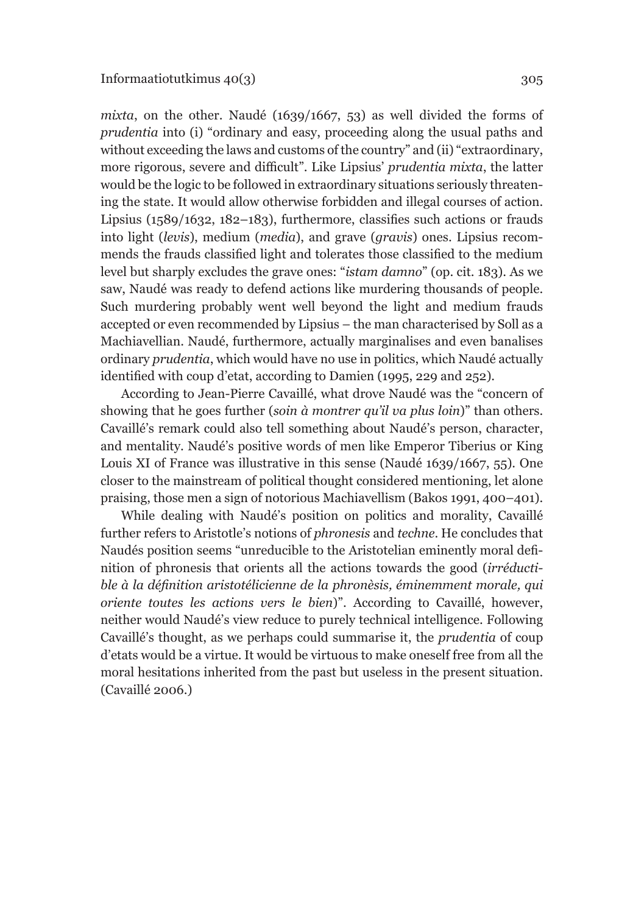*mixta*, on the other. Naudé (1639/1667, 53) as well divided the forms of *prudentia* into (i) "ordinary and easy, proceeding along the usual paths and without exceeding the laws and customs of the country" and (ii) "extraordinary, more rigorous, severe and difficult". Like Lipsius' *prudentia mixta*, the latter would be the logic to be followed in extraordinary situations seriously threatening the state. It would allow otherwise forbidden and illegal courses of action. Lipsius (1589/1632, 182–183), furthermore, classifies such actions or frauds into light (*levis*), medium (*media*), and grave (*gravis*) ones. Lipsius recommends the frauds classified light and tolerates those classified to the medium level but sharply excludes the grave ones: "*istam damno*" (op. cit. 183). As we saw, Naudé was ready to defend actions like murdering thousands of people. Such murdering probably went well beyond the light and medium frauds accepted or even recommended by Lipsius – the man characterised by Soll as a Machiavellian. Naudé, furthermore, actually marginalises and even banalises ordinary *prudentia*, which would have no use in politics, which Naudé actually identified with coup d'etat, according to Damien (1995, 229 and 252).

According to Jean-Pierre Cavaillé, what drove Naudé was the "concern of showing that he goes further (*soin à montrer qu'il va plus loin*)" than others. Cavaillé's remark could also tell something about Naudé's person, character, and mentality. Naudé's positive words of men like Emperor Tiberius or King Louis XI of France was illustrative in this sense (Naudé 1639/1667, 55). One closer to the mainstream of political thought considered mentioning, let alone praising, those men a sign of notorious Machiavellism (Bakos 1991, 400–401).

While dealing with Naudé's position on politics and morality, Cavaillé further refers to Aristotle's notions of *phronesis* and *techne*. He concludes that Naudés position seems "unreducible to the Aristotelian eminently moral definition of phronesis that orients all the actions towards the good (*irréductible à la définition aristotélicienne de la phronèsis, éminemment morale, qui oriente toutes les actions vers le bien*)". According to Cavaillé, however, neither would Naudé's view reduce to purely technical intelligence. Following Cavaillé's thought, as we perhaps could summarise it, the *prudentia* of coup d'etats would be a virtue. It would be virtuous to make oneself free from all the moral hesitations inherited from the past but useless in the present situation. (Cavaillé 2006.)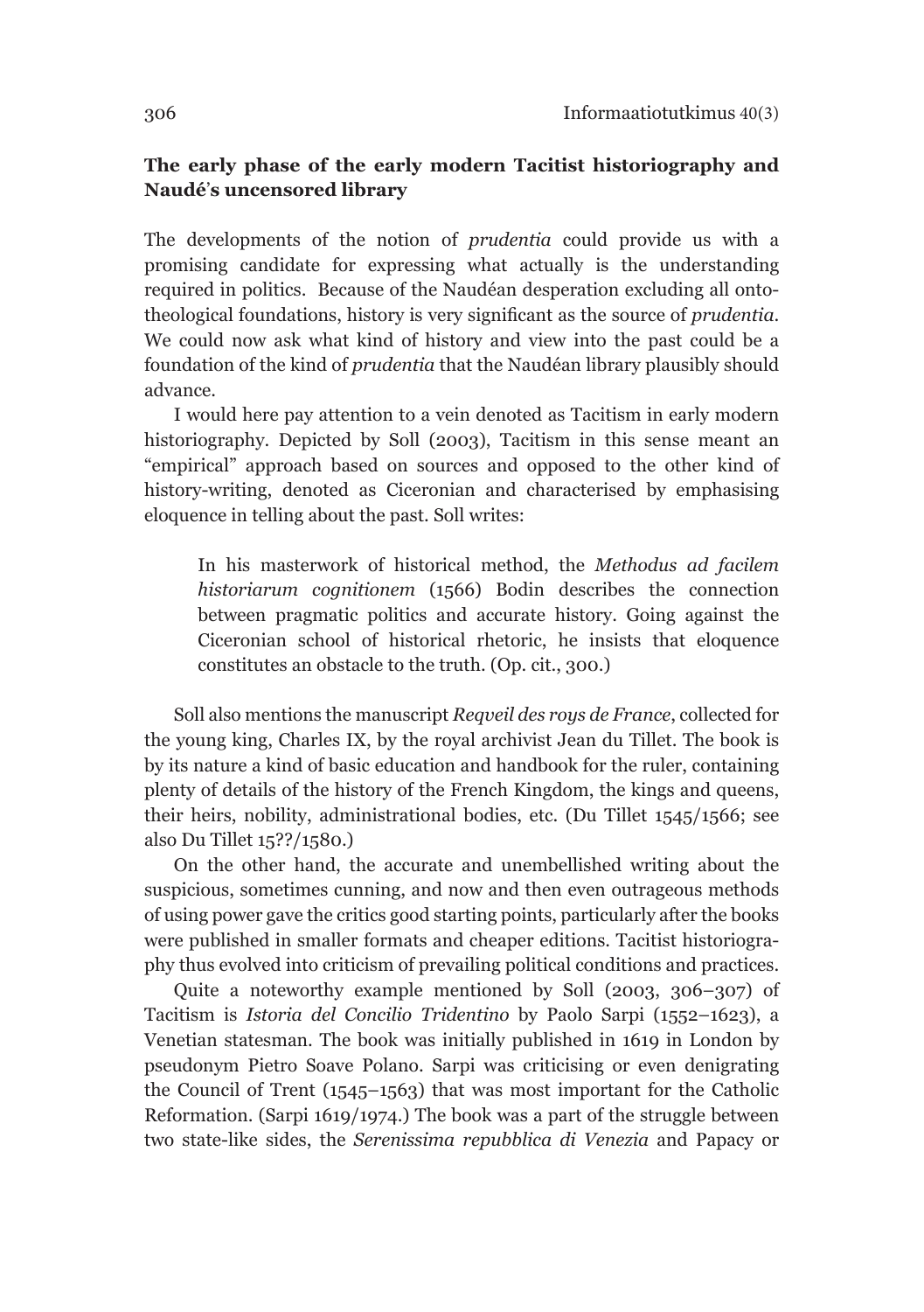### The early phase of the early modern Tacitist historiography and Naudé's uncensored library

The developments of the notion of *prudentia* could provide us with a promising candidate for expressing what actually is the understanding required in politics. Because of the Naudéan desperation excluding all onto-theological foundations, history is very significant as the source of *prudentia*. We could now ask what kind of history and view into the past could be a foundation of the kind of *prudentia* that the Naudéan library plausibly should advance.

I would here pay attention to a vein denoted as Tacitism in early modern historiography. Depicted by Soll (2003), Tacitism in this sense meant an "empirical" approach based on sources and opposed to the other kind of history-writing, denoted as Ciceronian and characterised by emphasising eloquence in telling about the past. Soll writes:

> In his masterwork of historical method, the *Methodus ad facilem historiarum cognitionem* (1566) Bodin describes the connection between pragmatic politics and accurate history. Going against the Ciceronian school of historical rhetoric, he insists that eloquence constitutes an obstacle to the truth. (Op. cit., 300.)

Soll also mentions the manuscript *Reqveil des roys de France*, collected for the young king, Charles IX, by the royal archivist Jean du Tillet. The book is by its nature a kind of basic education and handbook for the ruler, containing plenty of details of the history of the French Kingdom, the kings and queens, their heirs, nobility, administrational bodies, etc. (Du Tillet 1545/1566; see also Du Tillet 15??/1580.)

On the other hand, the accurate and unembellished writing about the suspicious, sometimes cunning, and now and then even outrageous methods of using power gave the critics good starting points, particularly after the books were published in smaller formats and cheaper editions. Tacitist historiography thus evolved into criticism of prevailing political conditions and practices.

Quite a noteworthy example mentioned by Soll (2003, 306–307) of Tacitism is *Istoria del Concilio Tridentino* by Paolo Sarpi (1552–1623), a Venetian statesman. The book was initially published in 1619 in London by pseudonym Pietro Soave Polano. Sarpi was criticising or even denigrating the Council of Trent (1545–1563) that was most important for the Catholic Reformation. (Sarpi 1619/1974.) The book was a part of the struggle between two state-like sides, the *Serenissima repubblica di Venezia* and Papacy or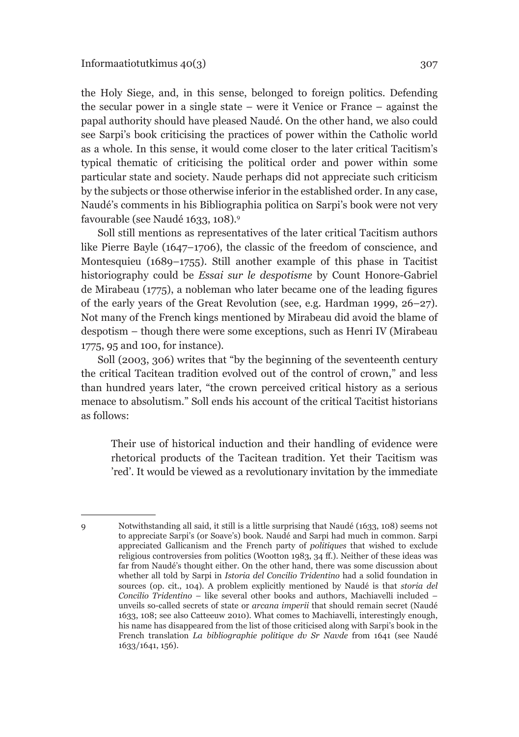the Holy Siege, and, in this sense, belonged to foreign politics. Defending the secular power in a single state – were it Venice or France – against the papal authority should have pleased Naudé. On the other hand, we also could see Sarpi's book criticising the practices of power within the Catholic world as a whole. In this sense, it would come closer to the later critical Tacitism's typical thematic of criticising the political order and power within some particular state and society. Naude perhaps did not appreciate such criticism by the subjects or those otherwise inferior in the established order. In any case, Naudé's comments in his Bibliographia politica on Sarpi's book were not very favourable (see Naudé 1633, 108).[9]

Soll still mentions as representatives of the later critical Tacitism authors like Pierre Bayle (1647–1706), the classic of the freedom of conscience, and Montesquieu (1689–1755). Still another example of this phase in Tacitist historiography could be *Essai sur le despotisme* by Count Honore-Gabriel de Mirabeau (1775), a nobleman who later became one of the leading figures of the early years of the Great Revolution (see, e.g. Hardman 1999, 26–27). Not many of the French kings mentioned by Mirabeau did avoid the blame of despotism – though there were some exceptions, such as Henri IV (Mirabeau 1775, 95 and 100, for instance).

Soll (2003, 306) writes that "by the beginning of the seventeenth century the critical Tacitean tradition evolved out of the control of crown," and less than hundred years later, "the crown perceived critical history as a serious menace to absolutism." Soll ends his account of the critical Tacitist historians as follows:

> Their use of historical induction and their handling of evidence were rhetorical products of the Tacitean tradition. Yet their Tacitism was 'red'. It would be viewed as a revolutionary invitation by the immediate

---

9 Notwithstanding all said, it still is a little surprising that Naudé (1633, 108) seems not to appreciate Sarpi's (or Soave's) book. Naudé and Sarpi had much in common. Sarpi appreciated Gallicanism and the French party of *politiques* that wished to exclude religious controversies from politics (Wootton 1983, 34 ff.). Neither of these ideas was far from Naudé's thought either. On the other hand, there was some discussion about whether all told by Sarpi in *Istoria del Concilio Tridentino* had a solid foundation in sources (op. cit., 104). A problem explicitly mentioned by Naudé is that *storia del Concilio Tridentino* – like several other books and authors, Machiavelli included – unveils so-called secrets of state or *arcana imperii* that should remain secret (Naudé 1633, 108; see also Catteeuw 2010). What comes to Machiavelli, interestingly enough, his name has disappeared from the list of those criticised along with Sarpi's book in the French translation *La bibliographie politique dv Sr Navde* from 1641 (see Naudé 1633/1641, 156).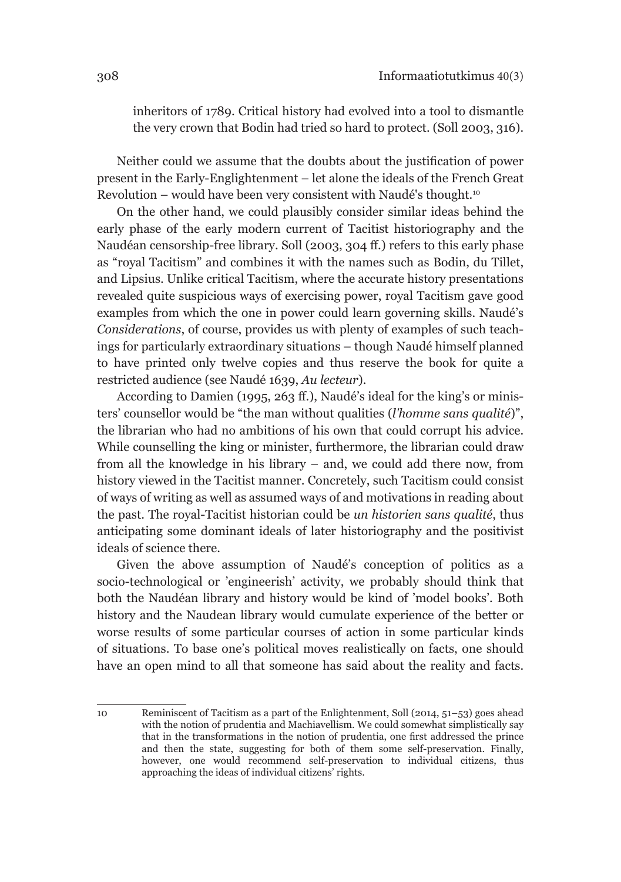> inheritors of 1789. Critical history had evolved into a tool to dismantle the very crown that Bodin had tried so hard to protect. (Soll 2003, 316).

Neither could we assume that the doubts about the justification of power present in the Early-Englightenment – let alone the ideals of the French Great Revolution – would have been very consistent with Naudé's thought.[10]

On the other hand, we could plausibly consider similar ideas behind the early phase of the early modern current of Tacitist historiography and the Naudéan censorship-free library. Soll (2003, 304 ff.) refers to this early phase as "royal Tacitism" and combines it with the names such as Bodin, du Tillet, and Lipsius. Unlike critical Tacitism, where the accurate history presentations revealed quite suspicious ways of exercising power, royal Tacitism gave good examples from which the one in power could learn governing skills. Naudé's *Considerations*, of course, provides us with plenty of examples of such teachings for particularly extraordinary situations – though Naudé himself planned to have printed only twelve copies and thus reserve the book for quite a restricted audience (see Naudé 1639, *Au lecteur*).

According to Damien (1995, 263 ff.), Naudé's ideal for the king's or ministers' counsellor would be "the man without qualities (*l'homme sans qualité*)", the librarian who had no ambitions of his own that could corrupt his advice. While counselling the king or minister, furthermore, the librarian could draw from all the knowledge in his library – and, we could add there now, from history viewed in the Tacitist manner. Concretely, such Tacitism could consist of ways of writing as well as assumed ways of and motivations in reading about the past. The royal-Tacitist historian could be *un historien sans qualité*, thus anticipating some dominant ideals of later historiography and the positivist ideals of science there.

Given the above assumption of Naudé's conception of politics as a socio-technological or 'engineerish' activity, we probably should think that both the Naudéan library and history would be kind of 'model books'. Both history and the Naudean library would cumulate experience of the better or worse results of some particular courses of action in some particular kinds of situations. To base one's political moves realistically on facts, one should have an open mind to all that someone has said about the reality and facts.

---

10 Reminiscent of Tacitism as a part of the Enlightenment, Soll (2014, 51–53) goes ahead with the notion of prudentia and Machiavellism. We could somewhat simplistically say that in the transformations in the notion of prudentia, one first addressed the prince and then the state, suggesting for both of them some self-preservation. Finally, however, one would recommend self-preservation to individual citizens, thus approaching the ideas of individual citizens' rights.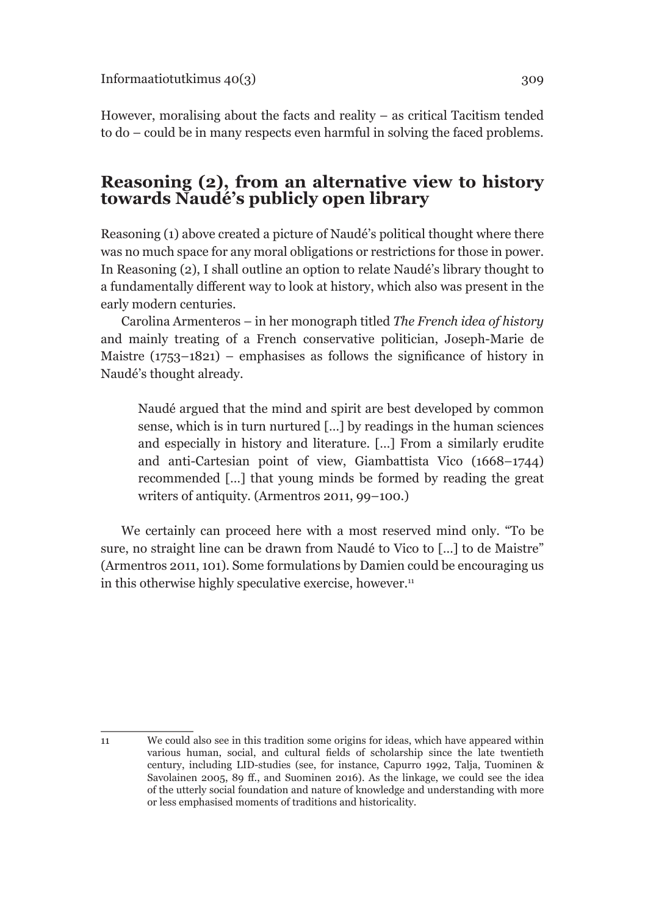However, moralising about the facts and reality – as critical Tacitism tended to do – could be in many respects even harmful in solving the faced problems.

## Reasoning (2), from an alternative view to history towards Naudé's publicly open library

Reasoning (1) above created a picture of Naudé's political thought where there was no much space for any moral obligations or restrictions for those in power. In Reasoning (2), I shall outline an option to relate Naudé's library thought to a fundamentally different way to look at history, which also was present in the early modern centuries.

Carolina Armenteros – in her monograph titled *The French idea of history* and mainly treating of a French conservative politician, Joseph-Marie de Maistre (1753–1821) – emphasises as follows the significance of history in Naudé's thought already.

> Naudé argued that the mind and spirit are best developed by common sense, which is in turn nurtured […] by readings in the human sciences and especially in history and literature. […] From a similarly erudite and anti-Cartesian point of view, Giambattista Vico (1668–1744) recommended […] that young minds be formed by reading the great writers of antiquity. (Armentros 2011, 99–100.)

We certainly can proceed here with a most reserved mind only. "To be sure, no straight line can be drawn from Naudé to Vico to […] to de Maistre" (Armentros 2011, 101). Some formulations by Damien could be encouraging us in this otherwise highly speculative exercise, however.[11]

---

11 We could also see in this tradition some origins for ideas, which have appeared within various human, social, and cultural fields of scholarship since the late twentieth century, including LID-studies (see, for instance, Capurro 1992, Talja, Tuominen & Savolainen 2005, 89 ff., and Suominen 2016). As the linkage, we could see the idea of the utterly social foundation and nature of knowledge and understanding with more or less emphasised moments of traditions and historicality.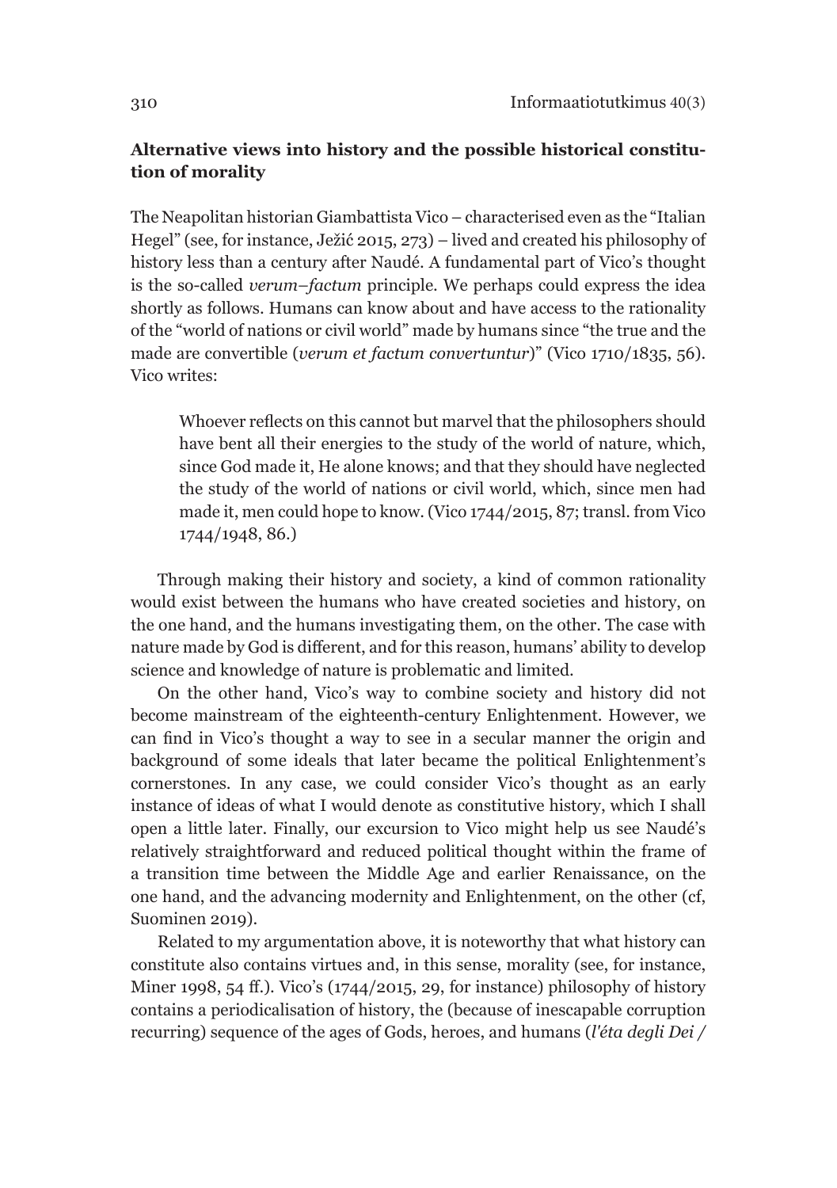### Alternative views into history and the possible historical constitution of morality

The Neapolitan historian Giambattista Vico – characterised even as the "Italian Hegel" (see, for instance, Ježić 2015, 273) – lived and created his philosophy of history less than a century after Naudé. A fundamental part of Vico's thought is the so-called *verum–factum* principle. We perhaps could express the idea shortly as follows. Humans can know about and have access to the rationality of the "world of nations or civil world" made by humans since "the true and the made are convertible (*verum et factum convertuntur*)" (Vico 1710/1835, 56). Vico writes:

> Whoever reflects on this cannot but marvel that the philosophers should have bent all their energies to the study of the world of nature, which, since God made it, He alone knows; and that they should have neglected the study of the world of nations or civil world, which, since men had made it, men could hope to know. (Vico 1744/2015, 87; transl. from Vico 1744/1948, 86.)

Through making their history and society, a kind of common rationality would exist between the humans who have created societies and history, on the one hand, and the humans investigating them, on the other. The case with nature made by God is different, and for this reason, humans' ability to develop science and knowledge of nature is problematic and limited.

On the other hand, Vico's way to combine society and history did not become mainstream of the eighteenth-century Enlightenment. However, we can find in Vico's thought a way to see in a secular manner the origin and background of some ideals that later became the political Enlightenment's cornerstones. In any case, we could consider Vico's thought as an early instance of ideas of what I would denote as constitutive history, which I shall open a little later. Finally, our excursion to Vico might help us see Naudé's relatively straightforward and reduced political thought within the frame of a transition time between the Middle Age and earlier Renaissance, on the one hand, and the advancing modernity and Enlightenment, on the other (cf, Suominen 2019).

Related to my argumentation above, it is noteworthy that what history can constitute also contains virtues and, in this sense, morality (see, for instance, Miner 1998, 54 ff.). Vico's (1744/2015, 29, for instance) philosophy of history contains a periodicalisation of history, the (because of inescapable corruption recurring) sequence of the ages of Gods, heroes, and humans (*l'éta degli Dei /*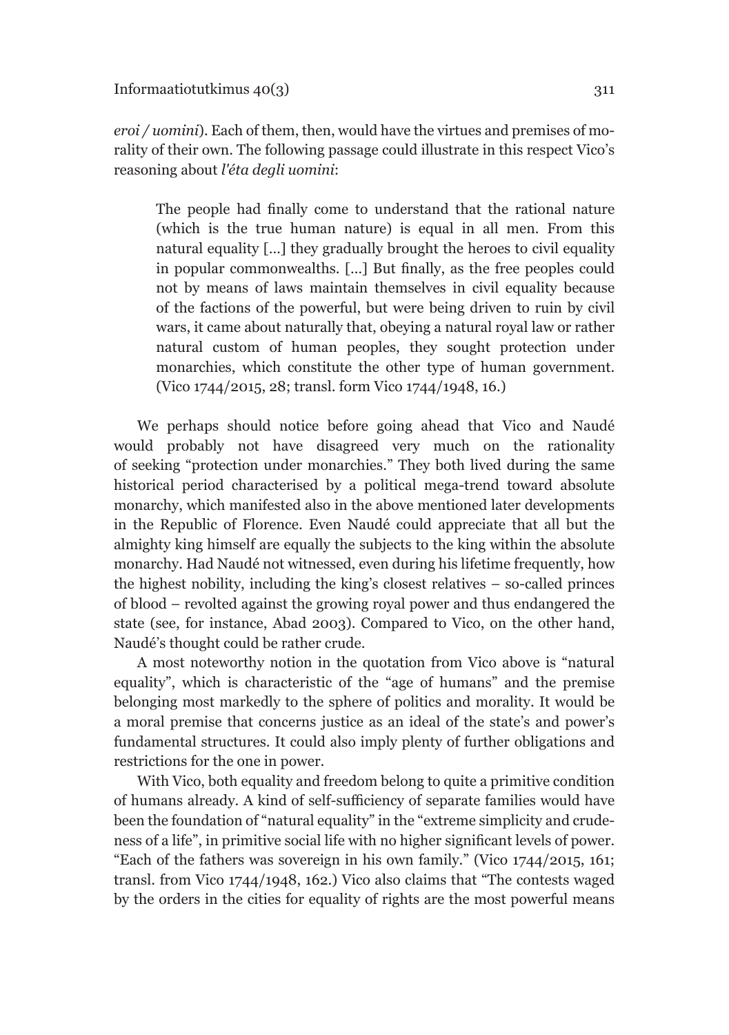*eroi / uomini*). Each of them, then, would have the virtues and premises of morality of their own. The following passage could illustrate in this respect Vico's reasoning about *l'éta degli uomini*:

> The people had finally come to understand that the rational nature (which is the true human nature) is equal in all men. From this natural equality [...] they gradually brought the heroes to civil equality in popular commonwealths. [...] But finally, as the free peoples could not by means of laws maintain themselves in civil equality because of the factions of the powerful, but were being driven to ruin by civil wars, it came about naturally that, obeying a natural royal law or rather natural custom of human peoples, they sought protection under monarchies, which constitute the other type of human government. (Vico 1744/2015, 28; transl. form Vico 1744/1948, 16.)

We perhaps should notice before going ahead that Vico and Naudé would probably not have disagreed very much on the rationality of seeking "protection under monarchies." They both lived during the same historical period characterised by a political mega-trend toward absolute monarchy, which manifested also in the above mentioned later developments in the Republic of Florence. Even Naudé could appreciate that all but the almighty king himself are equally the subjects to the king within the absolute monarchy. Had Naudé not witnessed, even during his lifetime frequently, how the highest nobility, including the king's closest relatives – so-called princes of blood – revolted against the growing royal power and thus endangered the state (see, for instance, Abad 2003). Compared to Vico, on the other hand, Naudé's thought could be rather crude.

A most noteworthy notion in the quotation from Vico above is "natural equality", which is characteristic of the "age of humans" and the premise belonging most markedly to the sphere of politics and morality. It would be a moral premise that concerns justice as an ideal of the state's and power's fundamental structures. It could also imply plenty of further obligations and restrictions for the one in power.

With Vico, both equality and freedom belong to quite a primitive condition of humans already. A kind of self-sufficiency of separate families would have been the foundation of "natural equality" in the "extreme simplicity and crudeness of a life", in primitive social life with no higher significant levels of power. "Each of the fathers was sovereign in his own family." (Vico 1744/2015, 161; transl. from Vico 1744/1948, 162.) Vico also claims that "The contests waged by the orders in the cities for equality of rights are the most powerful means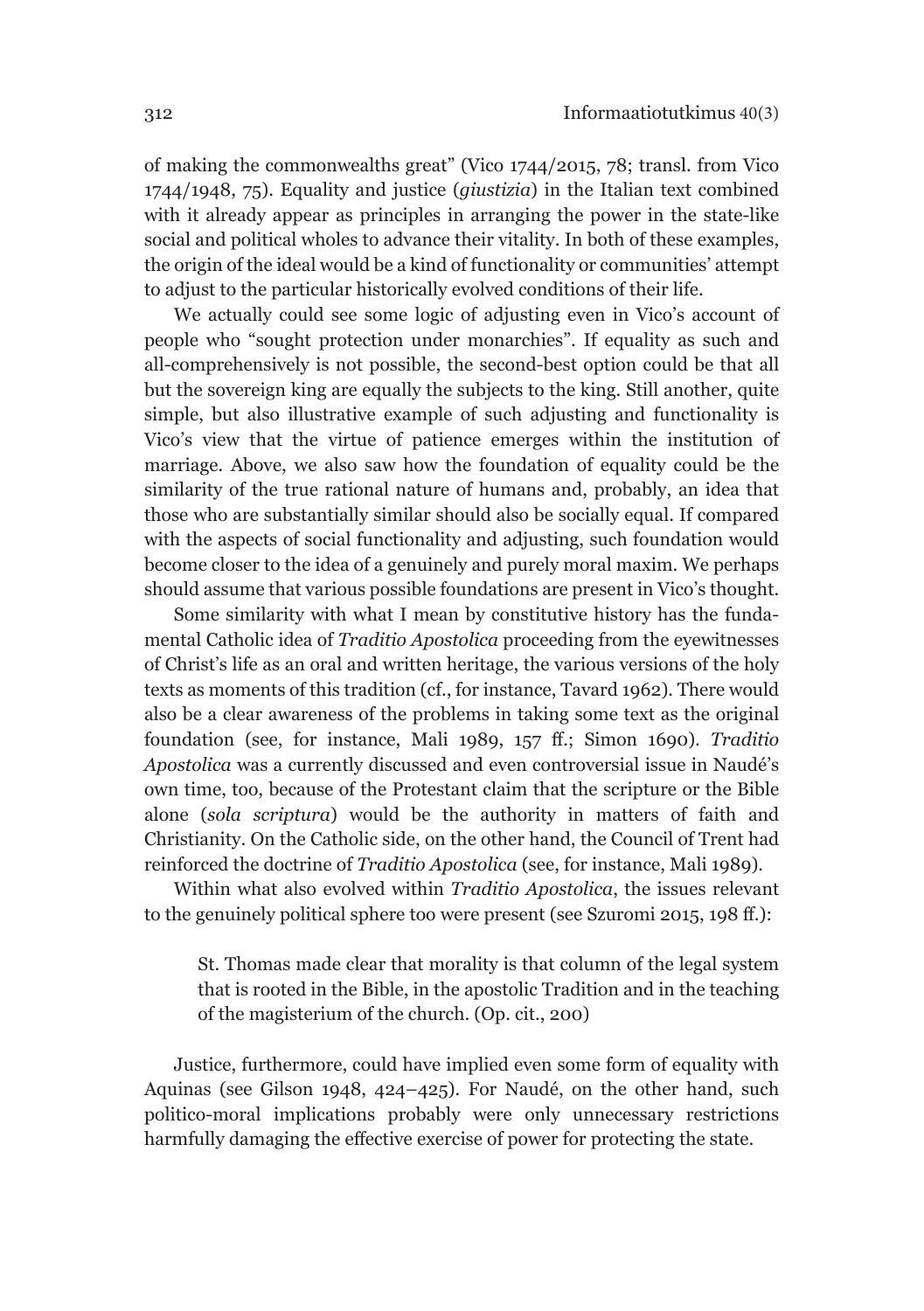of making the commonwealths great" (Vico 1744/2015, 78; transl. from Vico 1744/1948, 75). Equality and justice (*giustizia*) in the Italian text combined with it already appear as principles in arranging the power in the state-like social and political wholes to advance their vitality. In both of these examples, the origin of the ideal would be a kind of functionality or communities' attempt to adjust to the particular historically evolved conditions of their life.

We actually could see some logic of adjusting even in Vico's account of people who "sought protection under monarchies". If equality as such and all-comprehensively is not possible, the second-best option could be that all but the sovereign king are equally the subjects to the king. Still another, quite simple, but also illustrative example of such adjusting and functionality is Vico's view that the virtue of patience emerges within the institution of marriage. Above, we also saw how the foundation of equality could be the similarity of the true rational nature of humans and, probably, an idea that those who are substantially similar should also be socially equal. If compared with the aspects of social functionality and adjusting, such foundation would become closer to the idea of a genuinely and purely moral maxim. We perhaps should assume that various possible foundations are present in Vico's thought.

Some similarity with what I mean by constitutive history has the fundamental Catholic idea of *Traditio Apostolica* proceeding from the eyewitnesses of Christ's life as an oral and written heritage, the various versions of the holy texts as moments of this tradition (cf., for instance, Tavard 1962). There would also be a clear awareness of the problems in taking some text as the original foundation (see, for instance, Mali 1989, 157 ff.; Simon 1690). *Traditio Apostolica* was a currently discussed and even controversial issue in Naudé's own time, too, because of the Protestant claim that the scripture or the Bible alone (*sola scriptura*) would be the authority in matters of faith and Christianity. On the Catholic side, on the other hand, the Council of Trent had reinforced the doctrine of *Traditio Apostolica* (see, for instance, Mali 1989).

Within what also evolved within *Traditio Apostolica*, the issues relevant to the genuinely political sphere too were present (see Szuromi 2015, 198 ff.):

> St. Thomas made clear that morality is that column of the legal system that is rooted in the Bible, in the apostolic Tradition and in the teaching of the magisterium of the church. (Op. cit., 200)

Justice, furthermore, could have implied even some form of equality with Aquinas (see Gilson 1948, 424–425). For Naudé, on the other hand, such politico-moral implications probably were only unnecessary restrictions harmfully damaging the effective exercise of power for protecting the state.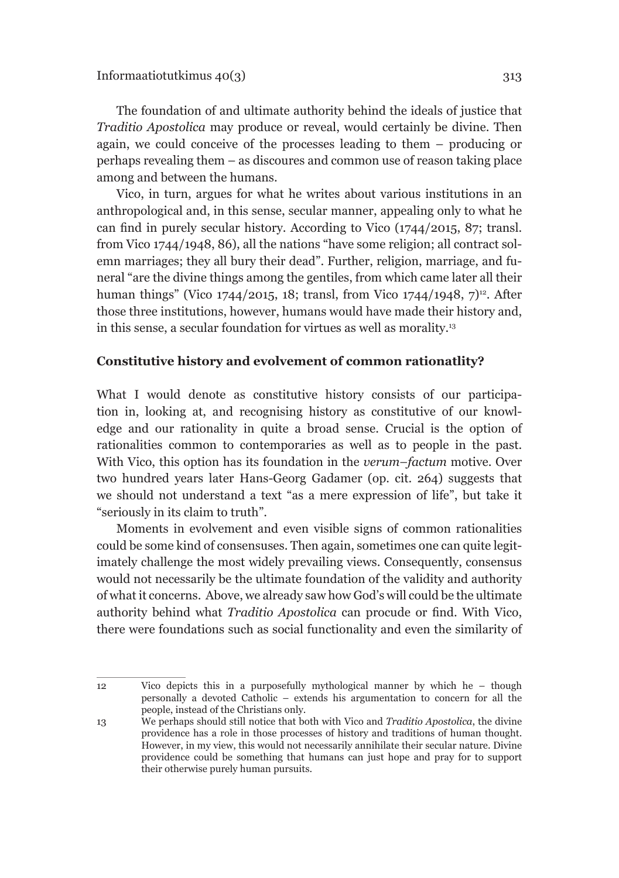The foundation of and ultimate authority behind the ideals of justice that *Traditio Apostolica* may produce or reveal, would certainly be divine. Then again, we could conceive of the processes leading to them – producing or perhaps revealing them – as discoures and common use of reason taking place among and between the humans.

Vico, in turn, argues for what he writes about various institutions in an anthropological and, in this sense, secular manner, appealing only to what he can find in purely secular history. According to Vico (1744/2015, 87; transl. from Vico 1744/1948, 86), all the nations "have some religion; all contract solemn marriages; they all bury their dead". Further, religion, marriage, and funeral "are the divine things among the gentiles, from which came later all their human things" (Vico 1744/2015, 18; transl, from Vico 1744/1948, 7)[12]. After those three institutions, however, humans would have made their history and, in this sense, a secular foundation for virtues as well as morality.[13]

## Constitutive history and evolvement of common rationatlity?

What I would denote as constitutive history consists of our participation in, looking at, and recognising history as constitutive of our knowledge and our rationality in quite a broad sense. Crucial is the option of rationalities common to contemporaries as well as to people in the past. With Vico, this option has its foundation in the *verum–factum* motive. Over two hundred years later Hans-Georg Gadamer (op. cit. 264) suggests that we should not understand a text "as a mere expression of life", but take it "seriously in its claim to truth".

Moments in evolvement and even visible signs of common rationalities could be some kind of consensuses. Then again, sometimes one can quite legitimately challenge the most widely prevailing views. Consequently, consensus would not necessarily be the ultimate foundation of the validity and authority of what it concerns. Above, we already saw how God's will could be the ultimate authority behind what *Traditio Apostolica* can procude or find. With Vico, there were foundations such as social functionality and even the similarity of

---

12 Vico depicts this in a purposefully mythological manner by which he – though personally a devoted Catholic – extends his argumentation to concern for all the people, instead of the Christians only.

13 We perhaps should still notice that both with Vico and *Traditio Apostolica*, the divine providence has a role in those processes of history and traditions of human thought. However, in my view, this would not necessarily annihilate their secular nature. Divine providence could be something that humans can just hope and pray for to support their otherwise purely human pursuits.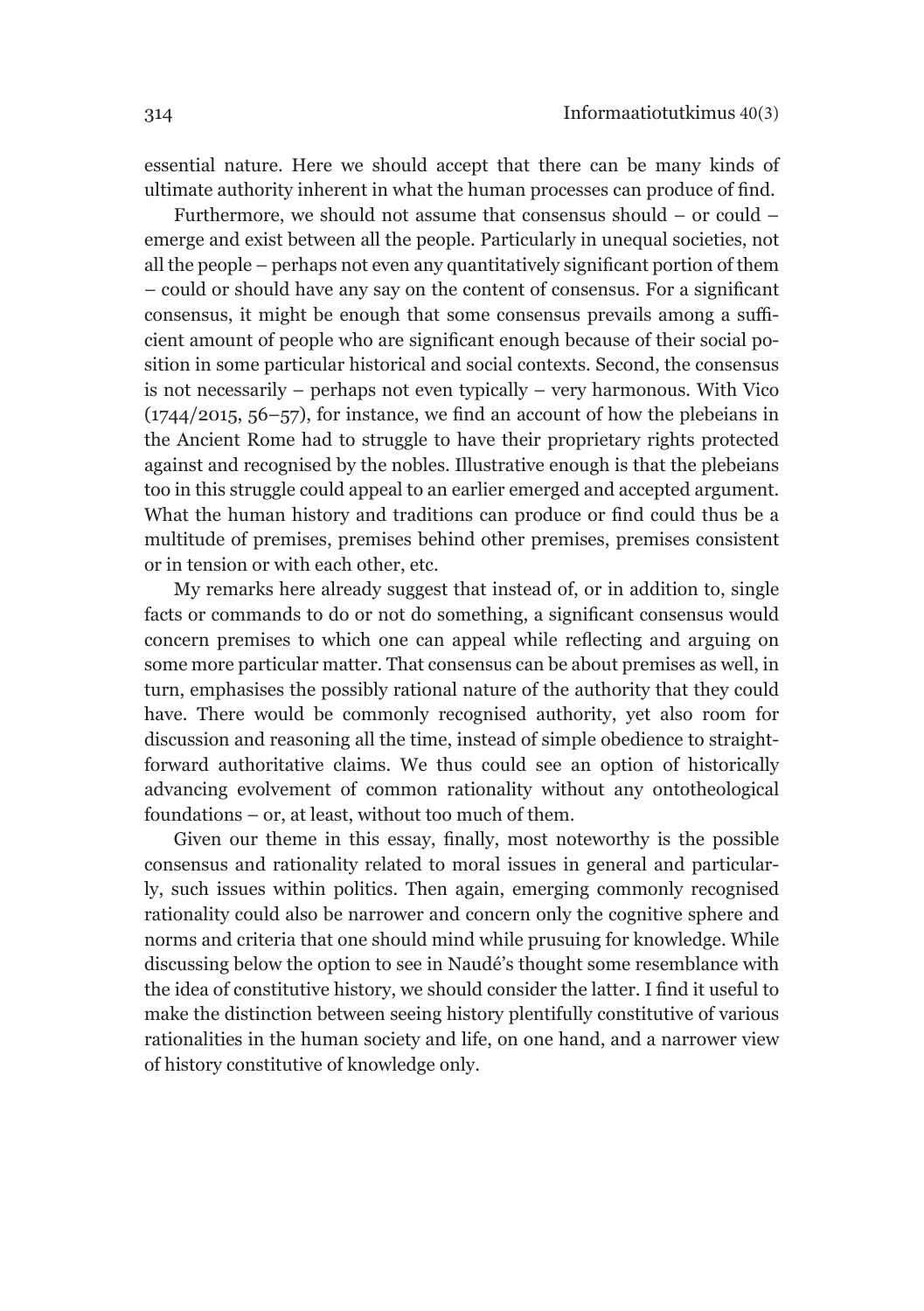essential nature. Here we should accept that there can be many kinds of ultimate authority inherent in what the human processes can produce of find.

Furthermore, we should not assume that consensus should – or could – emerge and exist between all the people. Particularly in unequal societies, not all the people – perhaps not even any quantitatively significant portion of them – could or should have any say on the content of consensus. For a significant consensus, it might be enough that some consensus prevails among a sufficient amount of people who are significant enough because of their social position in some particular historical and social contexts. Second, the consensus is not necessarily – perhaps not even typically – very harmonous. With Vico (1744/2015, 56–57), for instance, we find an account of how the plebeians in the Ancient Rome had to struggle to have their proprietary rights protected against and recognised by the nobles. Illustrative enough is that the plebeians too in this struggle could appeal to an earlier emerged and accepted argument. What the human history and traditions can produce or find could thus be a multitude of premises, premises behind other premises, premises consistent or in tension or with each other, etc.

My remarks here already suggest that instead of, or in addition to, single facts or commands to do or not do something, a significant consensus would concern premises to which one can appeal while reflecting and arguing on some more particular matter. That consensus can be about premises as well, in turn, emphasises the possibly rational nature of the authority that they could have. There would be commonly recognised authority, yet also room for discussion and reasoning all the time, instead of simple obedience to straightforward authoritative claims. We thus could see an option of historically advancing evolvement of common rationality without any ontotheological foundations – or, at least, without too much of them.

Given our theme in this essay, finally, most noteworthy is the possible consensus and rationality related to moral issues in general and particularly, such issues within politics. Then again, emerging commonly recognised rationality could also be narrower and concern only the cognitive sphere and norms and criteria that one should mind while prusuing for knowledge. While discussing below the option to see in Naudé's thought some resemblance with the idea of constitutive history, we should consider the latter. I find it useful to make the distinction between seeing history plentifully constitutive of various rationalities in the human society and life, on one hand, and a narrower view of history constitutive of knowledge only.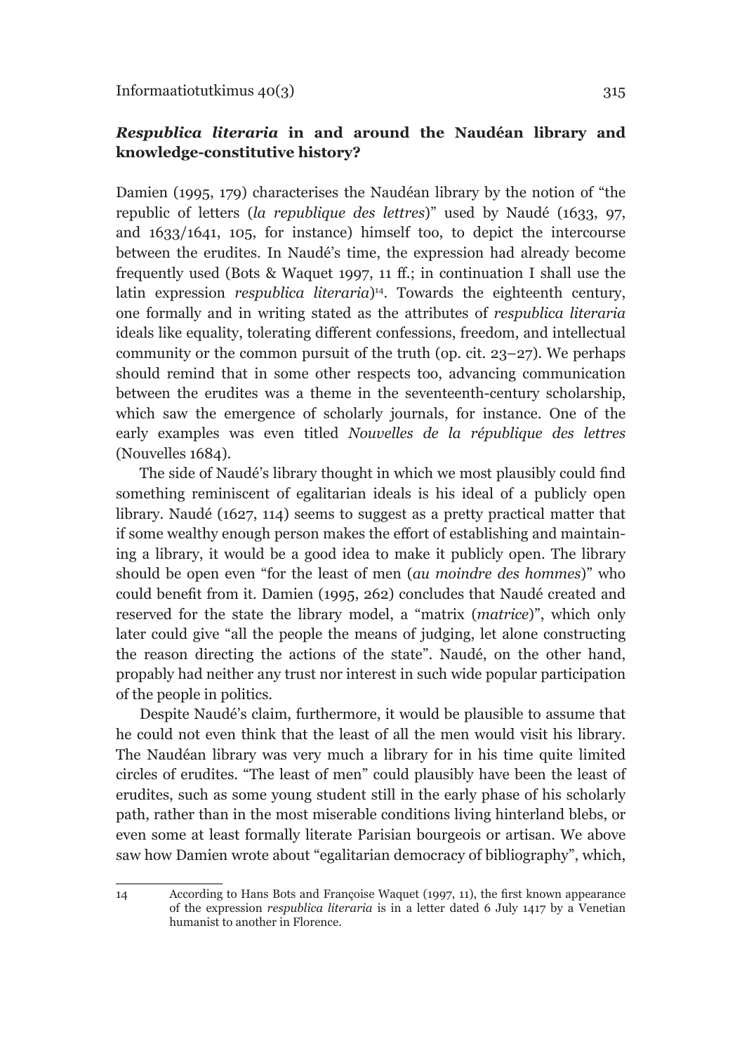### *Respublica literaria* in and around the Naudéan library and knowledge-constitutive history?

Damien (1995, 179) characterises the Naudéan library by the notion of "the republic of letters (*la republique des lettres*)" used by Naudé (1633, 97, and 1633/1641, 105, for instance) himself too, to depict the intercourse between the erudites. In Naudé's time, the expression had already become frequently used (Bots & Waquet 1997, 11 ff.; in continuation I shall use the latin expression *respublica literaria*)[14]. Towards the eighteenth century, one formally and in writing stated as the attributes of *respublica literaria* ideals like equality, tolerating different confessions, freedom, and intellectual community or the common pursuit of the truth (op. cit. 23–27). We perhaps should remind that in some other respects too, advancing communication between the erudites was a theme in the seventeenth-century scholarship, which saw the emergence of scholarly journals, for instance. One of the early examples was even titled *Nouvelles de la république des lettres* (Nouvelles 1684).

The side of Naudé's library thought in which we most plausibly could find something reminiscent of egalitarian ideals is his ideal of a publicly open library. Naudé (1627, 114) seems to suggest as a pretty practical matter that if some wealthy enough person makes the effort of establishing and maintaining a library, it would be a good idea to make it publicly open. The library should be open even "for the least of men (*au moindre des hommes*)" who could benefit from it. Damien (1995, 262) concludes that Naudé created and reserved for the state the library model, a "matrix (*matrice*)", which only later could give "all the people the means of judging, let alone constructing the reason directing the actions of the state". Naudé, on the other hand, propably had neither any trust nor interest in such wide popular participation of the people in politics.

Despite Naudé's claim, furthermore, it would be plausible to assume that he could not even think that the least of all the men would visit his library. The Naudéan library was very much a library for in his time quite limited circles of erudites. "The least of men" could plausibly have been the least of erudites, such as some young student still in the early phase of his scholarly path, rather than in the most miserable conditions living hinterland blebs, or even some at least formally literate Parisian bourgeois or artisan. We above saw how Damien wrote about "egalitarian democracy of bibliography", which,

---

14 According to Hans Bots and Françoise Waquet (1997, 11), the first known appearance of the expression *respublica literaria* is in a letter dated 6 July 1417 by a Venetian humanist to another in Florence.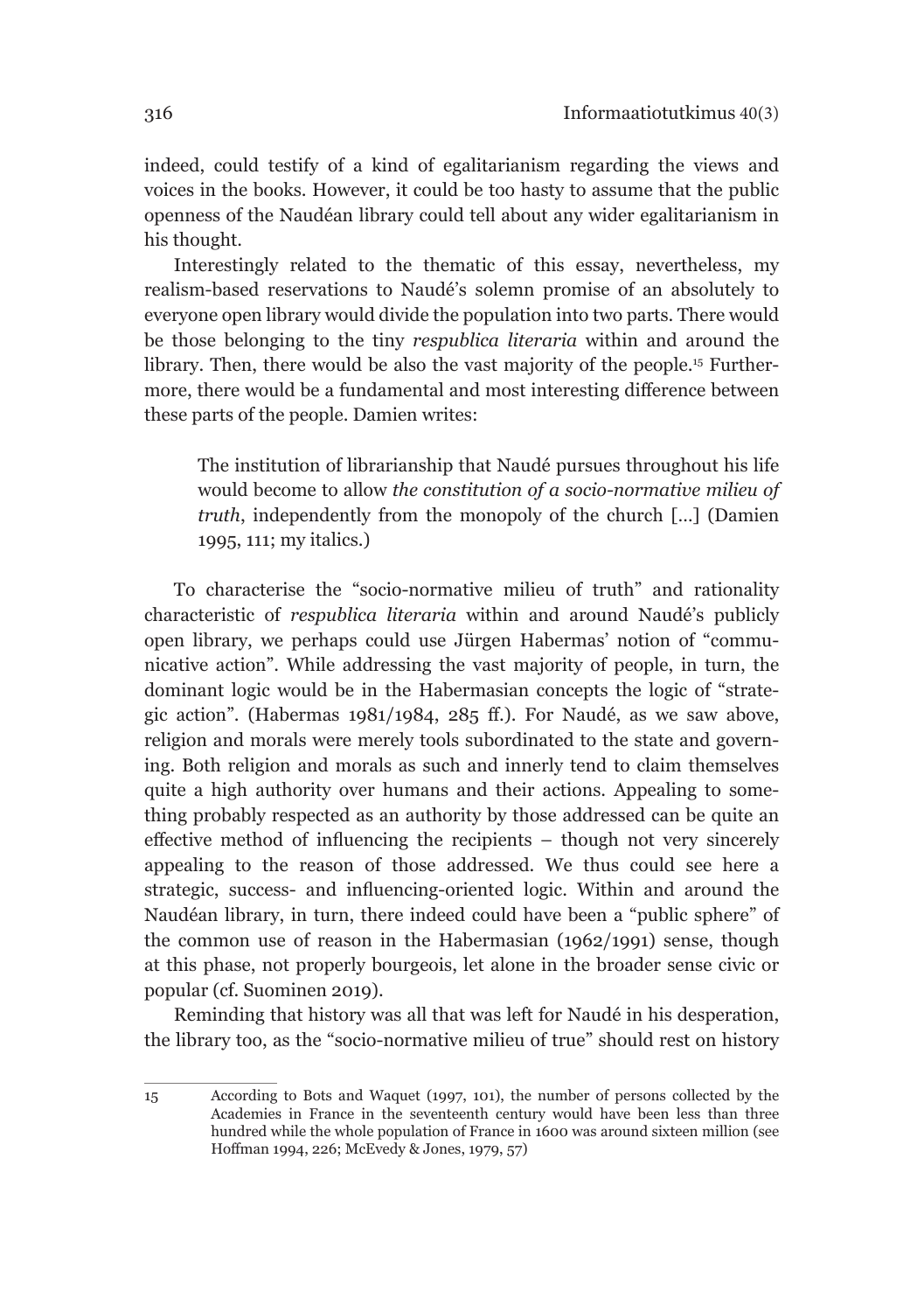indeed, could testify of a kind of egalitarianism regarding the views and voices in the books. However, it could be too hasty to assume that the public openness of the Naudéan library could tell about any wider egalitarianism in his thought.

Interestingly related to the thematic of this essay, nevertheless, my realism-based reservations to Naudé's solemn promise of an absolutely to everyone open library would divide the population into two parts. There would be those belonging to the tiny *respublica literaria* within and around the library. Then, there would be also the vast majority of the people.[15] Furthermore, there would be a fundamental and most interesting difference between these parts of the people. Damien writes:

> The institution of librarianship that Naudé pursues throughout his life would become to allow *the constitution of a socio-normative milieu of truth*, independently from the monopoly of the church [...] (Damien 1995, 111; my italics.)

To characterise the "socio-normative milieu of truth" and rationality characteristic of *respublica literaria* within and around Naudé's publicly open library, we perhaps could use Jürgen Habermas' notion of "communicative action". While addressing the vast majority of people, in turn, the dominant logic would be in the Habermasian concepts the logic of "strategic action". (Habermas 1981/1984, 285 ff.). For Naudé, as we saw above, religion and morals were merely tools subordinated to the state and governing. Both religion and morals as such and innerly tend to claim themselves quite a high authority over humans and their actions. Appealing to something probably respected as an authority by those addressed can be quite an effective method of influencing the recipients – though not very sincerely appealing to the reason of those addressed. We thus could see here a strategic, success- and influencing-oriented logic. Within and around the Naudéan library, in turn, there indeed could have been a "public sphere" of the common use of reason in the Habermasian (1962/1991) sense, though at this phase, not properly bourgeois, let alone in the broader sense civic or popular (cf. Suominen 2019).

Reminding that history was all that was left for Naudé in his desperation, the library too, as the "socio-normative milieu of true" should rest on history

---

15 According to Bots and Waquet (1997, 101), the number of persons collected by the Academies in France in the seventeenth century would have been less than three hundred while the whole population of France in 1600 was around sixteen million (see Hoffman 1994, 226; McEvedy & Jones, 1979, 57)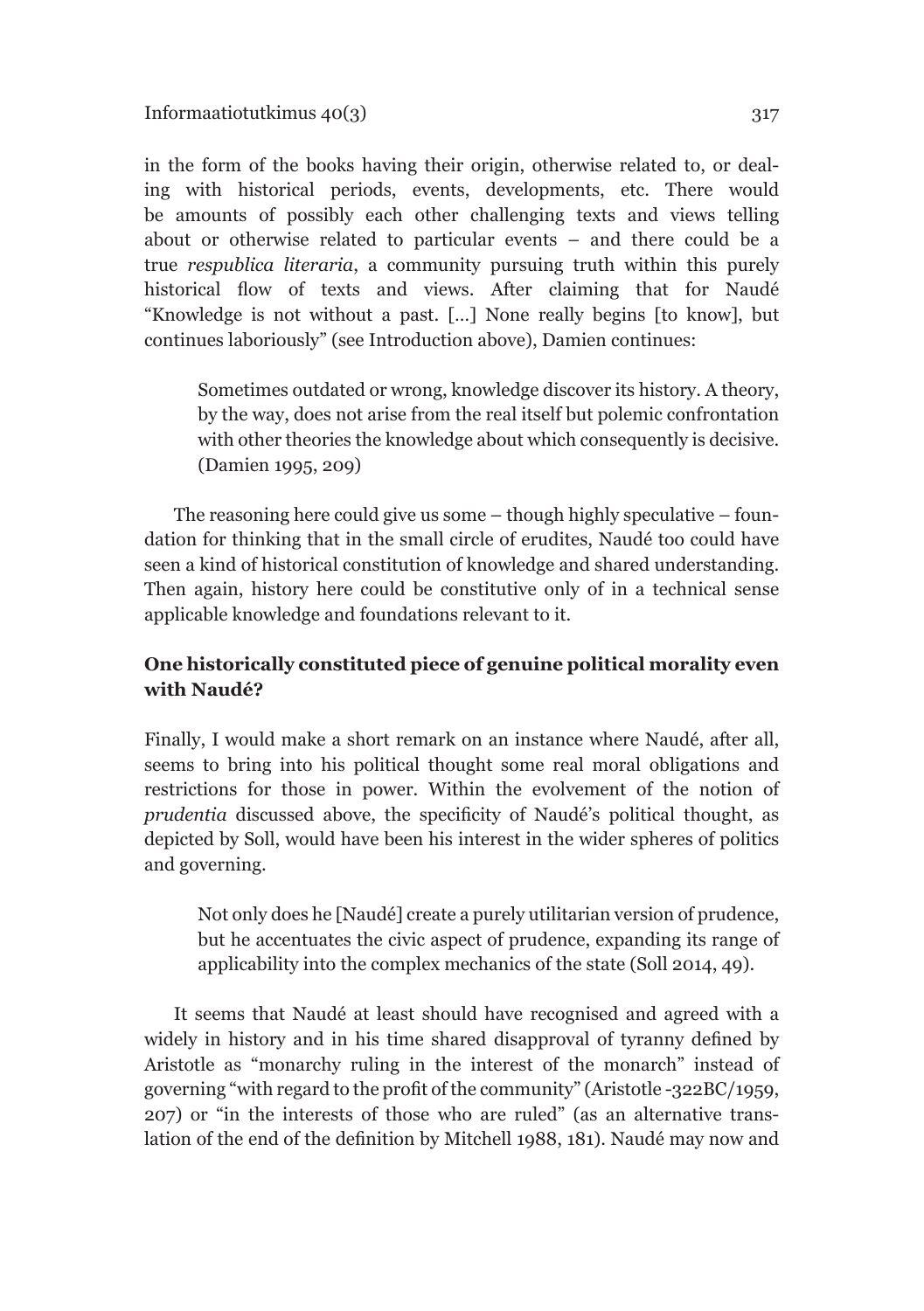in the form of the books having their origin, otherwise related to, or dealing with historical periods, events, developments, etc. There would be amounts of possibly each other challenging texts and views telling about or otherwise related to particular events – and there could be a true *respublica literaria*, a community pursuing truth within this purely historical flow of texts and views. After claiming that for Naudé "Knowledge is not without a past. [...] None really begins [to know], but continues laboriously" (see Introduction above), Damien continues:

> Sometimes outdated or wrong, knowledge discover its history. A theory, by the way, does not arise from the real itself but polemic confrontation with other theories the knowledge about which consequently is decisive. (Damien 1995, 209)

The reasoning here could give us some – though highly speculative – foundation for thinking that in the small circle of erudites, Naudé too could have seen a kind of historical constitution of knowledge and shared understanding. Then again, history here could be constitutive only of in a technical sense applicable knowledge and foundations relevant to it.

### One historically constituted piece of genuine political morality even with Naudé?

Finally, I would make a short remark on an instance where Naudé, after all, seems to bring into his political thought some real moral obligations and restrictions for those in power. Within the evolvement of the notion of *prudentia* discussed above, the specificity of Naudé's political thought, as depicted by Soll, would have been his interest in the wider spheres of politics and governing.

> Not only does he [Naudé] create a purely utilitarian version of prudence, but he accentuates the civic aspect of prudence, expanding its range of applicability into the complex mechanics of the state (Soll 2014, 49).

It seems that Naudé at least should have recognised and agreed with a widely in history and in his time shared disapproval of tyranny defined by Aristotle as "monarchy ruling in the interest of the monarch" instead of governing "with regard to the profit of the community" (Aristotle -322BC/1959, 207) or "in the interests of those who are ruled" (as an alternative translation of the end of the definition by Mitchell 1988, 181). Naudé may now and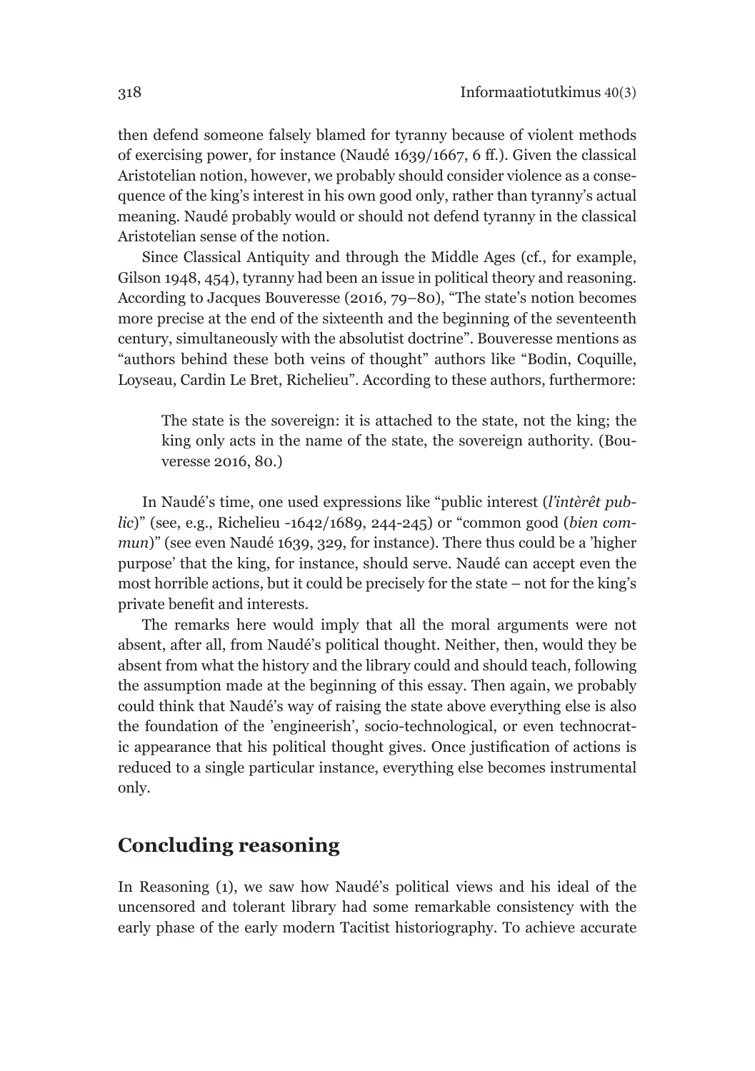then defend someone falsely blamed for tyranny because of violent methods of exercising power, for instance (Naudé 1639/1667, 6 ff.). Given the classical Aristotelian notion, however, we probably should consider violence as a consequence of the king's interest in his own good only, rather than tyranny's actual meaning. Naudé probably would or should not defend tyranny in the classical Aristotelian sense of the notion.

Since Classical Antiquity and through the Middle Ages (cf., for example, Gilson 1948, 454), tyranny had been an issue in political theory and reasoning. According to Jacques Bouveresse (2016, 79–80), "The state's notion becomes more precise at the end of the sixteenth and the beginning of the seventeenth century, simultaneously with the absolutist doctrine". Bouveresse mentions as "authors behind these both veins of thought" authors like "Bodin, Coquille, Loyseau, Cardin Le Bret, Richelieu". According to these authors, furthermore:

> The state is the sovereign: it is attached to the state, not the king; the king only acts in the name of the state, the sovereign authority. (Bouveresse 2016, 80.)

In Naudé's time, one used expressions like "public interest (*l'intèrêt public*)" (see, e.g., Richelieu -1642/1689, 244-245) or "common good (*bien commun*)" (see even Naudé 1639, 329, for instance). There thus could be a 'higher purpose' that the king, for instance, should serve. Naudé can accept even the most horrible actions, but it could be precisely for the state – not for the king's private benefit and interests.

The remarks here would imply that all the moral arguments were not absent, after all, from Naudé's political thought. Neither, then, would they be absent from what the history and the library could and should teach, following the assumption made at the beginning of this essay. Then again, we probably could think that Naudé's way of raising the state above everything else is also the foundation of the 'engineerish', socio-technological, or even technocratic appearance that his political thought gives. Once justification of actions is reduced to a single particular instance, everything else becomes instrumental only.

## Concluding reasoning

In Reasoning (1), we saw how Naudé's political views and his ideal of the uncensored and tolerant library had some remarkable consistency with the early phase of the early modern Tacitist historiography. To achieve accurate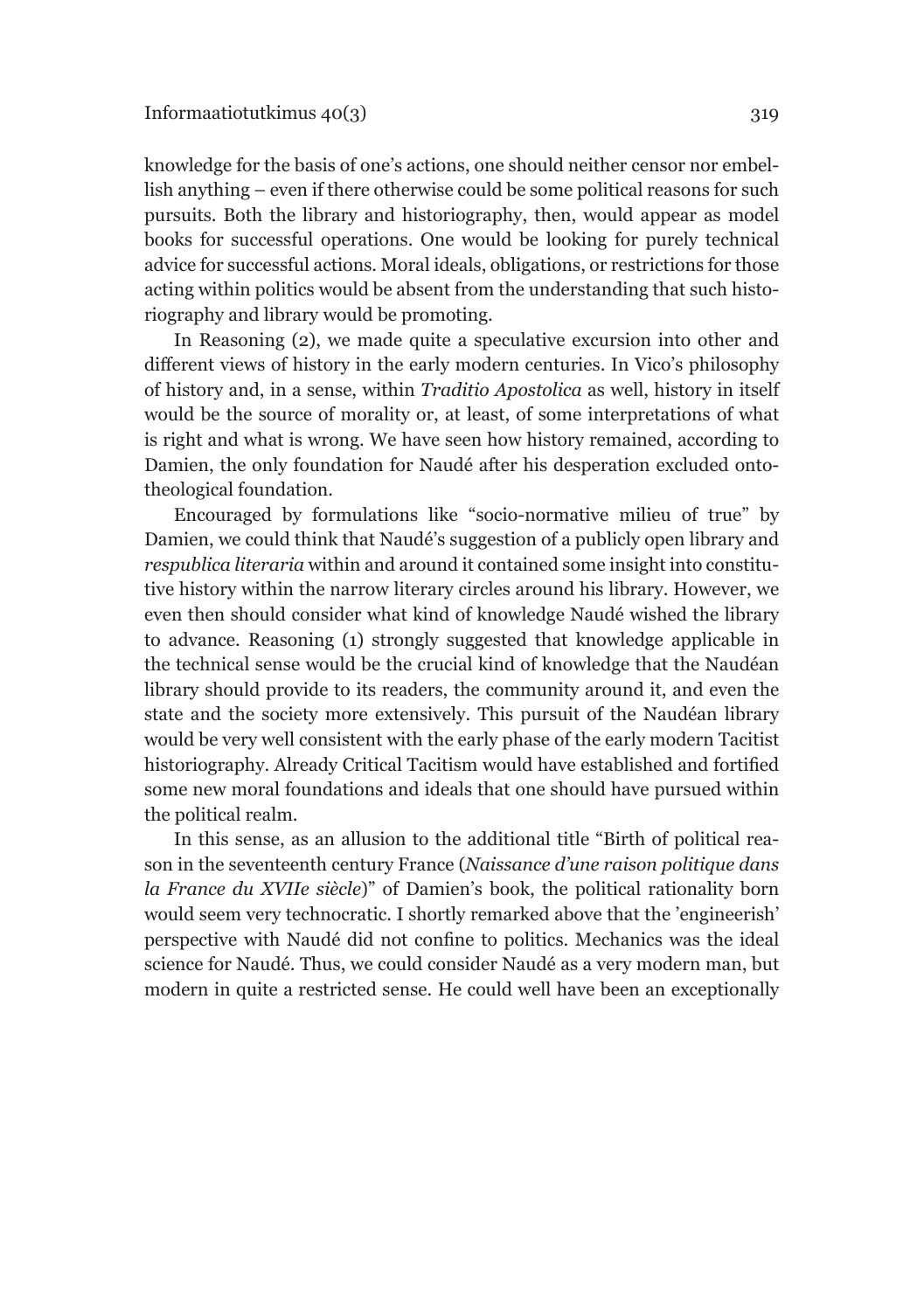knowledge for the basis of one's actions, one should neither censor nor embellish anything – even if there otherwise could be some political reasons for such pursuits. Both the library and historiography, then, would appear as model books for successful operations. One would be looking for purely technical advice for successful actions. Moral ideals, obligations, or restrictions for those acting within politics would be absent from the understanding that such historiography and library would be promoting.

In Reasoning (2), we made quite a speculative excursion into other and different views of history in the early modern centuries. In Vico's philosophy of history and, in a sense, within *Traditio Apostolica* as well, history in itself would be the source of morality or, at least, of some interpretations of what is right and what is wrong. We have seen how history remained, according to Damien, the only foundation for Naudé after his desperation excluded onto-theological foundation.

Encouraged by formulations like "socio-normative milieu of true" by Damien, we could think that Naudé's suggestion of a publicly open library and *respublica literaria* within and around it contained some insight into constitutive history within the narrow literary circles around his library. However, we even then should consider what kind of knowledge Naudé wished the library to advance. Reasoning (1) strongly suggested that knowledge applicable in the technical sense would be the crucial kind of knowledge that the Naudéan library should provide to its readers, the community around it, and even the state and the society more extensively. This pursuit of the Naudéan library would be very well consistent with the early phase of the early modern Tacitist historiography. Already Critical Tacitism would have established and fortified some new moral foundations and ideals that one should have pursued within the political realm.

In this sense, as an allusion to the additional title "Birth of political reason in the seventeenth century France (*Naissance d'une raison politique dans la France du XVIIe siècle*)" of Damien's book, the political rationality born would seem very technocratic. I shortly remarked above that the 'engineerish' perspective with Naudé did not confine to politics. Mechanics was the ideal science for Naudé. Thus, we could consider Naudé as a very modern man, but modern in quite a restricted sense. He could well have been an exceptionally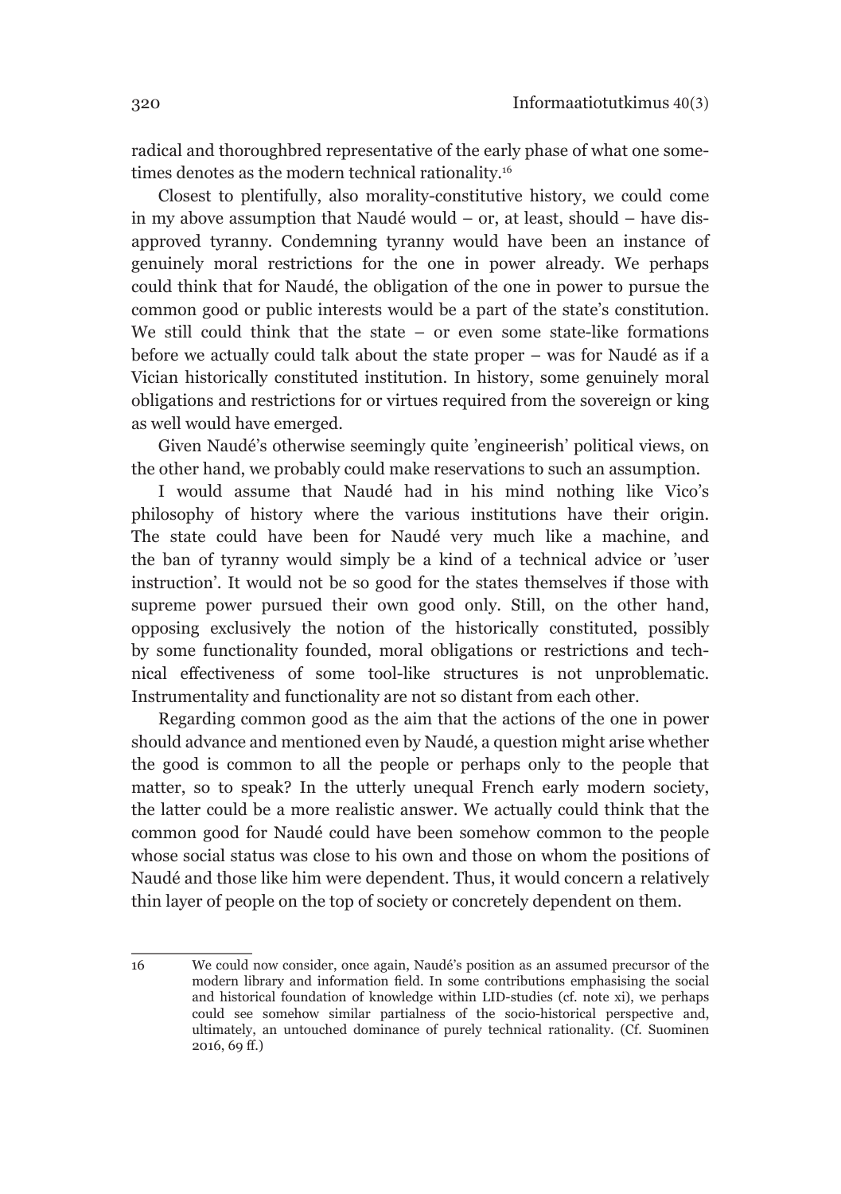radical and thoroughbred representative of the early phase of what one sometimes denotes as the modern technical rationality.[16]

Closest to plentifully, also morality-constitutive history, we could come in my above assumption that Naudé would – or, at least, should – have disapproved tyranny. Condemning tyranny would have been an instance of genuinely moral restrictions for the one in power already. We perhaps could think that for Naudé, the obligation of the one in power to pursue the common good or public interests would be a part of the state's constitution. We still could think that the state – or even some state-like formations before we actually could talk about the state proper – was for Naudé as if a Vician historically constituted institution. In history, some genuinely moral obligations and restrictions for or virtues required from the sovereign or king as well would have emerged.

Given Naudé's otherwise seemingly quite 'engineerish' political views, on the other hand, we probably could make reservations to such an assumption.

I would assume that Naudé had in his mind nothing like Vico's philosophy of history where the various institutions have their origin. The state could have been for Naudé very much like a machine, and the ban of tyranny would simply be a kind of a technical advice or 'user instruction'. It would not be so good for the states themselves if those with supreme power pursued their own good only. Still, on the other hand, opposing exclusively the notion of the historically constituted, possibly by some functionality founded, moral obligations or restrictions and technical effectiveness of some tool-like structures is not unproblematic. Instrumentality and functionality are not so distant from each other.

Regarding common good as the aim that the actions of the one in power should advance and mentioned even by Naudé, a question might arise whether the good is common to all the people or perhaps only to the people that matter, so to speak? In the utterly unequal French early modern society, the latter could be a more realistic answer. We actually could think that the common good for Naudé could have been somehow common to the people whose social status was close to his own and those on whom the positions of Naudé and those like him were dependent. Thus, it would concern a relatively thin layer of people on the top of society or concretely dependent on them.

---

16 We could now consider, once again, Naudé's position as an assumed precursor of the modern library and information field. In some contributions emphasising the social and historical foundation of knowledge within LID-studies (cf. note xi), we perhaps could see somehow similar partialness of the socio-historical perspective and, ultimately, an untouched dominance of purely technical rationality. (Cf. Suominen 2016, 69 ff.)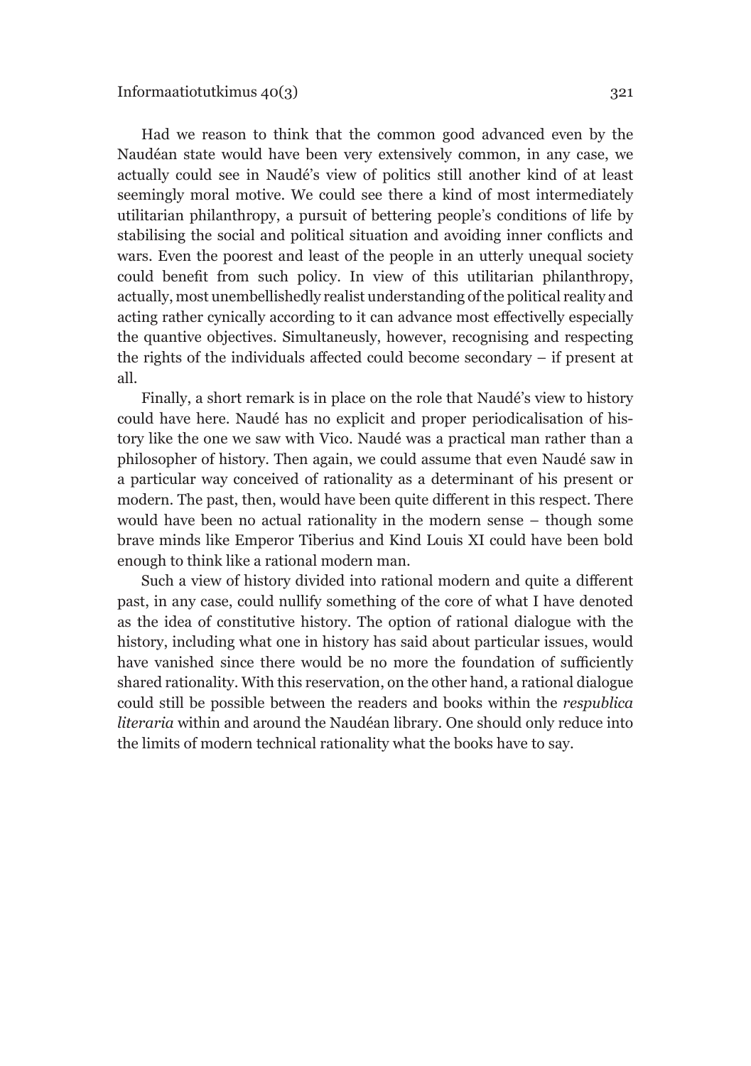Had we reason to think that the common good advanced even by the Naudéan state would have been very extensively common, in any case, we actually could see in Naudé's view of politics still another kind of at least seemingly moral motive. We could see there a kind of most intermediately utilitarian philanthropy, a pursuit of bettering people's conditions of life by stabilising the social and political situation and avoiding inner conflicts and wars. Even the poorest and least of the people in an utterly unequal society could benefit from such policy. In view of this utilitarian philanthropy, actually, most unembellishedly realist understanding of the political reality and acting rather cynically according to it can advance most effectivelly especially the quantive objectives. Simultaneusly, however, recognising and respecting the rights of the individuals affected could become secondary – if present at all.

Finally, a short remark is in place on the role that Naudé's view to history could have here. Naudé has no explicit and proper periodicalisation of history like the one we saw with Vico. Naudé was a practical man rather than a philosopher of history. Then again, we could assume that even Naudé saw in a particular way conceived of rationality as a determinant of his present or modern. The past, then, would have been quite different in this respect. There would have been no actual rationality in the modern sense – though some brave minds like Emperor Tiberius and Kind Louis XI could have been bold enough to think like a rational modern man.

Such a view of history divided into rational modern and quite a different past, in any case, could nullify something of the core of what I have denoted as the idea of constitutive history. The option of rational dialogue with the history, including what one in history has said about particular issues, would have vanished since there would be no more the foundation of sufficiently shared rationality. With this reservation, on the other hand, a rational dialogue could still be possible between the readers and books within the *respublica literaria* within and around the Naudéan library. One should only reduce into the limits of modern technical rationality what the books have to say.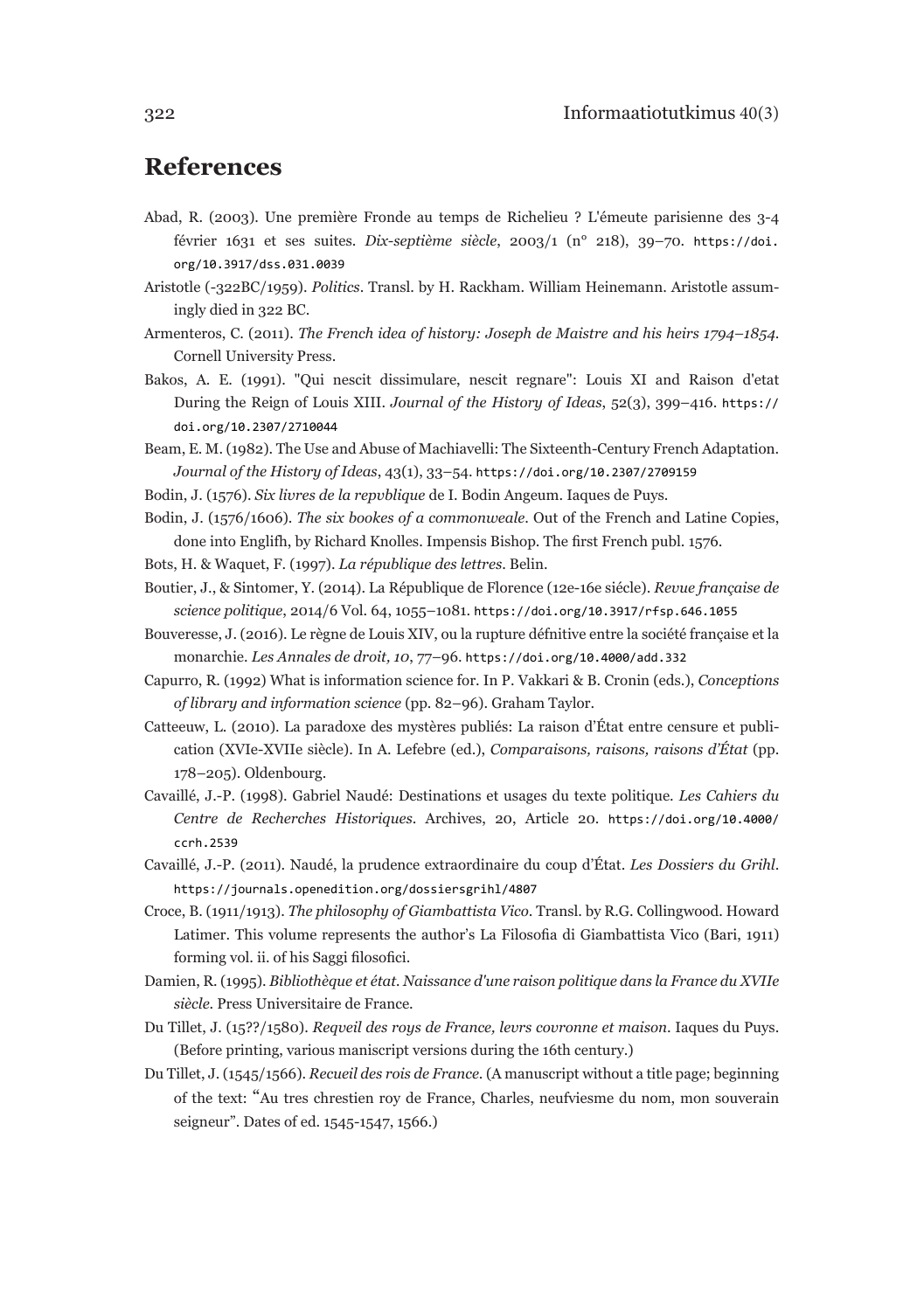## References

Abad, R. (2003). Une première Fronde au temps de Richelieu ? L'émeute parisienne des 3-4 février 1631 et ses suites. *Dix-septième siècle*, 2003/1 (n° 218), 39–70. https://doi.org/10.3917/dss.031.0039

Aristotle (-322BC/1959). *Politics*. Transl. by H. Rackham. William Heinemann. Aristotle assumingly died in 322 BC.

Armenteros, C. (2011). *The French idea of history: Joseph de Maistre and his heirs 1794–1854*. Cornell University Press.

Bakos, A. E. (1991). "Qui nescit dissimulare, nescit regnare": Louis XI and Raison d'etat During the Reign of Louis XIII. *Journal of the History of Ideas*, 52(3), 399–416. https://doi.org/10.2307/2710044

Beam, E. M. (1982). The Use and Abuse of Machiavelli: The Sixteenth-Century French Adaptation. *Journal of the History of Ideas*, 43(1), 33–54. https://doi.org/10.2307/2709159

Bodin, J. (1576). *Six livres de la repvblique* de I. Bodin Angeum. Iaques de Puys.

Bodin, J. (1576/1606). *The six bookes of a commonweale*. Out of the French and Latine Copies, done into Englifh, by Richard Knolles. Impensis Bishop. The first French publ. 1576.

Bots, H. & Waquet, F. (1997). *La république des lettres*. Belin.

Boutier, J., & Sintomer, Y. (2014). La République de Florence (12e-16e siécle). *Revue française de science politique*, 2014/6 Vol. 64, 1055–1081. https://doi.org/10.3917/rfsp.646.1055

Bouveresse, J. (2016). Le règne de Louis XIV, ou la rupture défnitive entre la société française et la monarchie. *Les Annales de droit, 10*, 77–96. https://doi.org/10.4000/add.332

Capurro, R. (1992) What is information science for. In P. Vakkari & B. Cronin (eds.), *Conceptions of library and information science* (pp. 82–96). Graham Taylor.

Catteeuw, L. (2010). La paradoxe des mystères publiés: La raison d'État entre censure et publication (XVIe-XVIIe siècle). In A. Lefebre (ed.), *Comparaisons, raisons, raisons d'État* (pp. 178–205). Oldenbourg.

Cavaillé, J.-P. (1998). Gabriel Naudé: Destinations et usages du texte politique. *Les Cahiers du Centre de Recherches Historiques*. Archives, 20, Article 20. https://doi.org/10.4000/ccrh.2539

Cavaillé, J.-P. (2011). Naudé, la prudence extraordinaire du coup d'État. *Les Dossiers du Grihl*. https://journals.openedition.org/dossiersgrihl/4807

Croce, B. (1911/1913). *The philosophy of Giambattista Vico*. Transl. by R.G. Collingwood. Howard Latimer. This volume represents the author's La Filosofia di Giambattista Vico (Bari, 1911) forming vol. ii. of his Saggi filosofici.

Damien, R. (1995). *Bibliothèque et état. Naissance d'une raison politique dans la France du XVIIe siècle*. Press Universitaire de France.

Du Tillet, J. (15??/1580). *Reqveil des roys de France, levrs covronne et maison*. Iaques du Puys. (Before printing, various maniscript versions during the 16th century.)

Du Tillet, J. (1545/1566). *Recueil des rois de France*. (A manuscript without a title page; beginning of the text: "Au tres chrestien roy de France, Charles, neufviesme du nom, mon souverain seigneur". Dates of ed. 1545-1547, 1566.)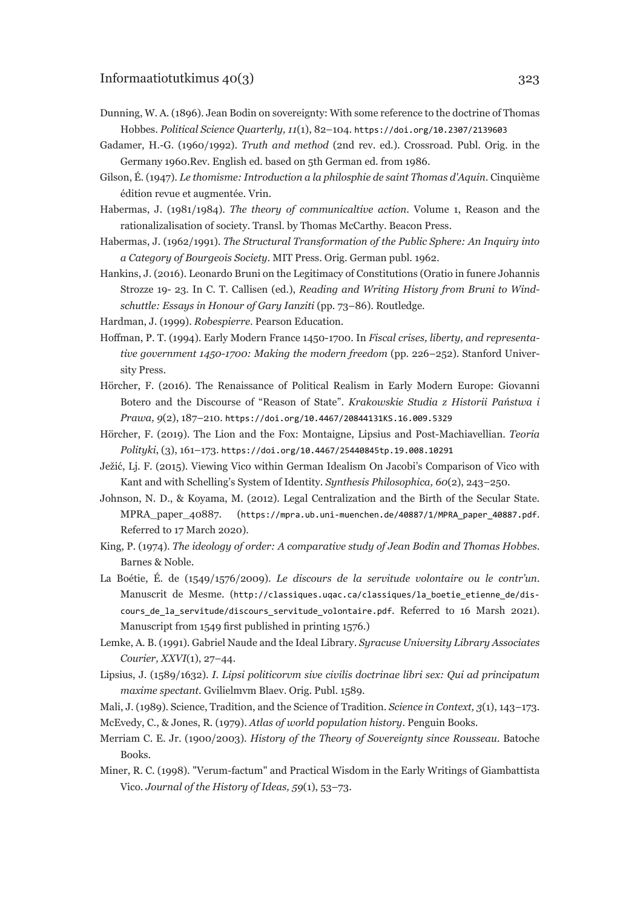Dunning, W. A. (1896). Jean Bodin on sovereignty: With some reference to the doctrine of Thomas Hobbes. *Political Science Quarterly, 11*(1), 82–104. https://doi.org/10.2307/2139603

Gadamer, H.-G. (1960/1992). *Truth and method* (2nd rev. ed.). Crossroad. Publ. Orig. in the Germany 1960.Rev. English ed. based on 5th German ed. from 1986.

Gilson, É. (1947). *Le thomisme: Introduction a la philosphie de saint Thomas d'Aquin*. Cinquième édition revue et augmentée. Vrin.

Habermas, J. (1981/1984). *The theory of communicaltive action*. Volume 1, Reason and the rationalizalisation of society. Transl. by Thomas McCarthy. Beacon Press.

Habermas, J. (1962/1991). *The Structural Transformation of the Public Sphere: An Inquiry into a Category of Bourgeois Society*. MIT Press. Orig. German publ. 1962.

Hankins, J. (2016). Leonardo Bruni on the Legitimacy of Constitutions (Oratio in funere Johannis Strozze 19- 23. In C. T. Callisen (ed.), *Reading and Writing History from Bruni to Windschuttle: Essays in Honour of Gary Ianziti* (pp. 73–86). Routledge.

Hardman, J. (1999). *Robespierre*. Pearson Education.

Hoffman, P. T. (1994). Early Modern France 1450-1700. In *Fiscal crises, liberty, and representative government 1450-1700: Making the modern freedom* (pp. 226–252). Stanford University Press.

Hörcher, F. (2016). The Renaissance of Political Realism in Early Modern Europe: Giovanni Botero and the Discourse of "Reason of State". *Krakowskie Studia z Historii Państwa i Prawa, 9*(2), 187–210. https://doi.org/10.4467/20844131KS.16.009.5329

Hörcher, F. (2019). The Lion and the Fox: Montaigne, Lipsius and Post-Machiavellian. *Teoria Polityki*, (3), 161–173. https://doi.org/10.4467/25440845tp.19.008.10291

Ježić, Lj. F. (2015). Viewing Vico within German Idealism On Jacobi's Comparison of Vico with Kant and with Schelling's System of Identity. *Synthesis Philosophica, 60*(2), 243–250.

Johnson, N. D., & Koyama, M. (2012). Legal Centralization and the Birth of the Secular State. MPRA_paper_40887. (https://mpra.ub.uni-muenchen.de/40887/1/MPRA_paper_40887.pdf. Referred to 17 March 2020).

King, P. (1974). *The ideology of order: A comparative study of Jean Bodin and Thomas Hobbes*. Barnes & Noble.

La Boétie, É. de (1549/1576/2009). *Le discours de la servitude volontaire ou le contr'un*. Manuscrit de Mesme. (http://classiques.uqac.ca/classiques/la_boetie_etienne_de/discours_de_la_servitude/discours_servitude_volontaire.pdf. Referred to 16 Marsh 2021). Manuscript from 1549 first published in printing 1576.)

Lemke, A. B. (1991). Gabriel Naude and the Ideal Library. *Syracuse University Library Associates Courier, XXVI*(1), 27–44.

Lipsius, J. (1589/1632). *I. Lipsi politicorvm sive civilis doctrinae libri sex: Qui ad principatum maxime spectant*. Gvilielmvm Blaev. Orig. Publ. 1589.

Mali, J. (1989). Science, Tradition, and the Science of Tradition. *Science in Context, 3*(1), 143–173.

McEvedy, C., & Jones, R. (1979). *Atlas of world population history*. Penguin Books.

Merriam C. E. Jr. (1900/2003). *History of the Theory of Sovereignty since Rousseau*. Batoche Books.

Miner, R. C. (1998). "Verum-factum" and Practical Wisdom in the Early Writings of Giambattista Vico. *Journal of the History of Ideas, 59*(1), 53–73.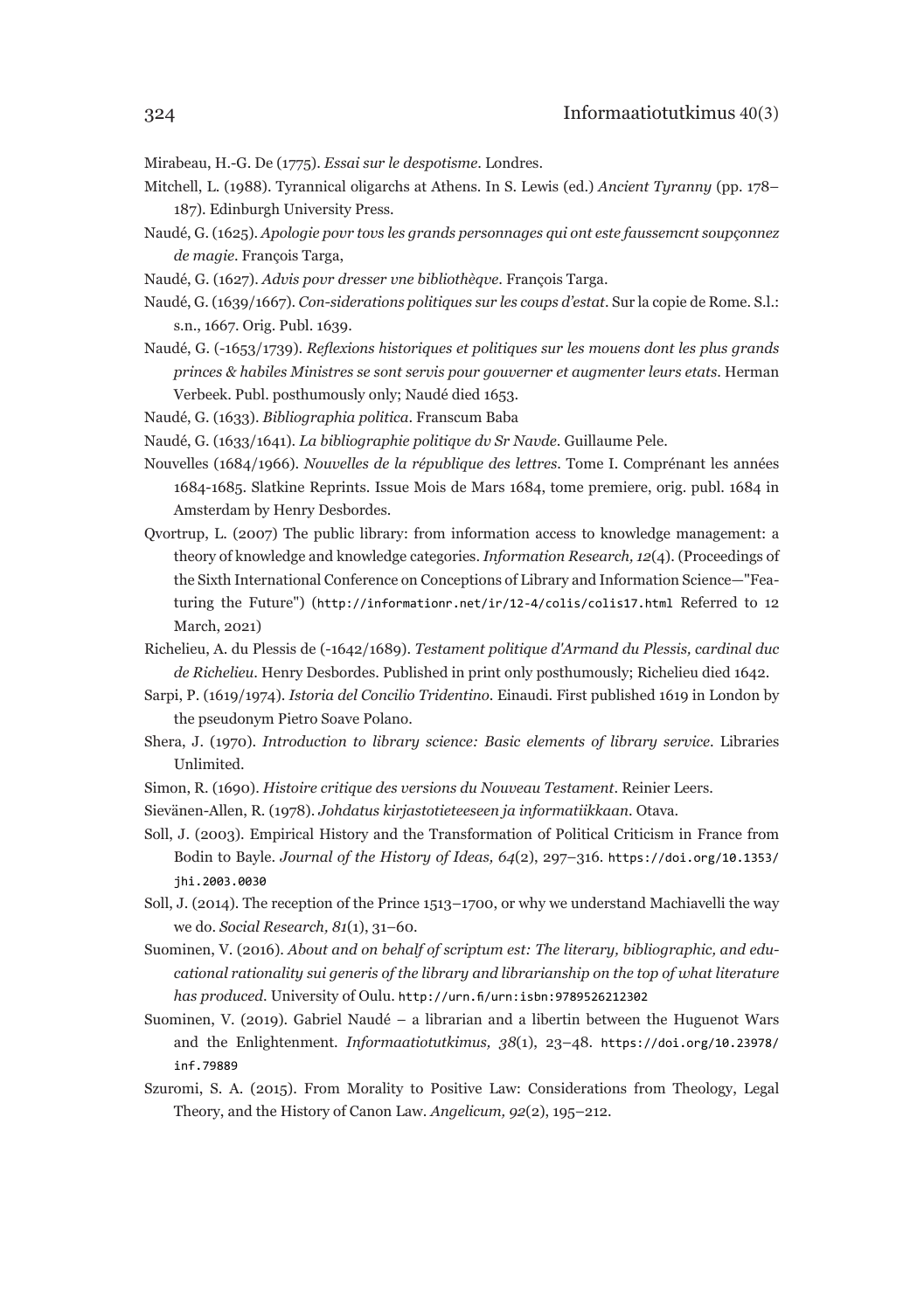Mirabeau, H.-G. De (1775). *Essai sur le despotisme*. Londres.

Mitchell, L. (1988). Tyrannical oligarchs at Athens. In S. Lewis (ed.) *Ancient Tyranny* (pp. 178–187). Edinburgh University Press.

Naudé, G. (1625). *Apologie povr tovs les grands personnages qui ont este faussemcnt soupçonnez de magie*. François Targa,

Naudé, G. (1627). *Advis povr dresser vne bibliothèqve*. François Targa.

Naudé, G. (1639/1667). *Con-siderations politiques sur les coups d'estat*. Sur la copie de Rome. S.l.: s.n., 1667. Orig. Publ. 1639.

Naudé, G. (-1653/1739). *Reflexions historiques et politiques sur les mouens dont les plus grands princes & habiles Ministres se sont servis pour gouverner et augmenter leurs etats*. Herman Verbeek. Publ. posthumously only; Naudé died 1653.

Naudé, G. (1633). *Bibliographia politica*. Franscum Baba

Naudé, G. (1633/1641). *La bibliographie politiqve dv Sr Navde*. Guillaume Pele.

Nouvelles (1684/1966). *Nouvelles de la république des lettres*. Tome I. Comprénant les années 1684-1685. Slatkine Reprints. Issue Mois de Mars 1684, tome premiere, orig. publ. 1684 in Amsterdam by Henry Desbordes.

Qvortrup, L. (2007) The public library: from information access to knowledge management: a theory of knowledge and knowledge categories. *Information Research, 12*(4). (Proceedings of the Sixth International Conference on Conceptions of Library and Information Science—"Featuring the Future") (http://informationr.net/ir/12-4/colis/colis17.html Referred to 12 March, 2021)

Richelieu, A. du Plessis de (-1642/1689). *Testament politique d'Armand du Plessis, cardinal duc de Richelieu*. Henry Desbordes. Published in print only posthumously; Richelieu died 1642.

Sarpi, P. (1619/1974). *Istoria del Concilio Tridentino*. Einaudi. First published 1619 in London by the pseudonym Pietro Soave Polano.

Shera, J. (1970). *Introduction to library science: Basic elements of library service*. Libraries Unlimited.

Simon, R. (1690). *Histoire critique des versions du Nouveau Testament*. Reinier Leers.

Sievänen-Allen, R. (1978). *Johdatus kirjastotieteeseen ja informatiikkaan*. Otava.

Soll, J. (2003). Empirical History and the Transformation of Political Criticism in France from Bodin to Bayle. *Journal of the History of Ideas, 64*(2), 297–316. https://doi.org/10.1353/jhi.2003.0030

Soll, J. (2014). The reception of the Prince 1513–1700, or why we understand Machiavelli the way we do. *Social Research, 81*(1), 31–60.

Suominen, V. (2016). *About and on behalf of scriptum est: The literary, bibliographic, and educational rationality sui generis of the library and librarianship on the top of what literature has produced*. University of Oulu. http://urn.fi/urn:isbn:9789526212302

Suominen, V. (2019). Gabriel Naudé – a librarian and a libertin between the Huguenot Wars and the Enlightenment. *Informaatiotutkimus, 38*(1), 23–48. https://doi.org/10.23978/inf.79889

Szuromi, S. A. (2015). From Morality to Positive Law: Considerations from Theology, Legal Theory, and the History of Canon Law. *Angelicum, 92*(2), 195–212.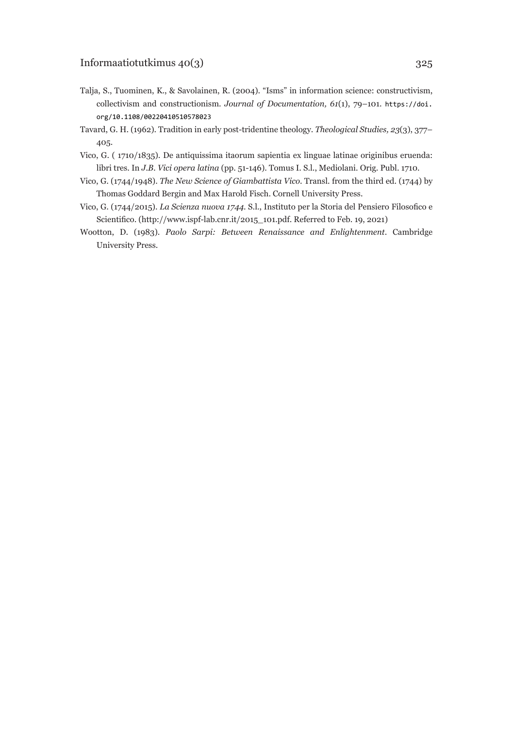Talja, S., Tuominen, K., & Savolainen, R. (2004). "Isms" in information science: constructivism, collectivism and constructionism. *Journal of Documentation, 61*(1), 79–101. https://doi.org/10.1108/00220410510578023

Tavard, G. H. (1962). Tradition in early post-tridentine theology. *Theological Studies, 23*(3), 377–405.

Vico, G. ( 1710/1835). De antiquissima itaorum sapientia ex linguae latinae originibus eruenda: libri tres. In *J.B. Vici opera latina* (pp. 51-146). Tomus I. S.l., Mediolani. Orig. Publ. 1710.

Vico, G. (1744/1948). *The New Science of Giambattista Vico*. Transl. from the third ed. (1744) by Thomas Goddard Bergin and Max Harold Fisch. Cornell University Press.

Vico, G. (1744/2015). *La Scienza nuova 1744*. S.l., Instituto per la Storia del Pensiero Filosofico e Scientifico. (http://www.ispf-lab.cnr.it/2015_101.pdf. Referred to Feb. 19, 2021)

Wootton, D. (1983). *Paolo Sarpi: Between Renaissance and Enlightenment*. Cambridge University Press.